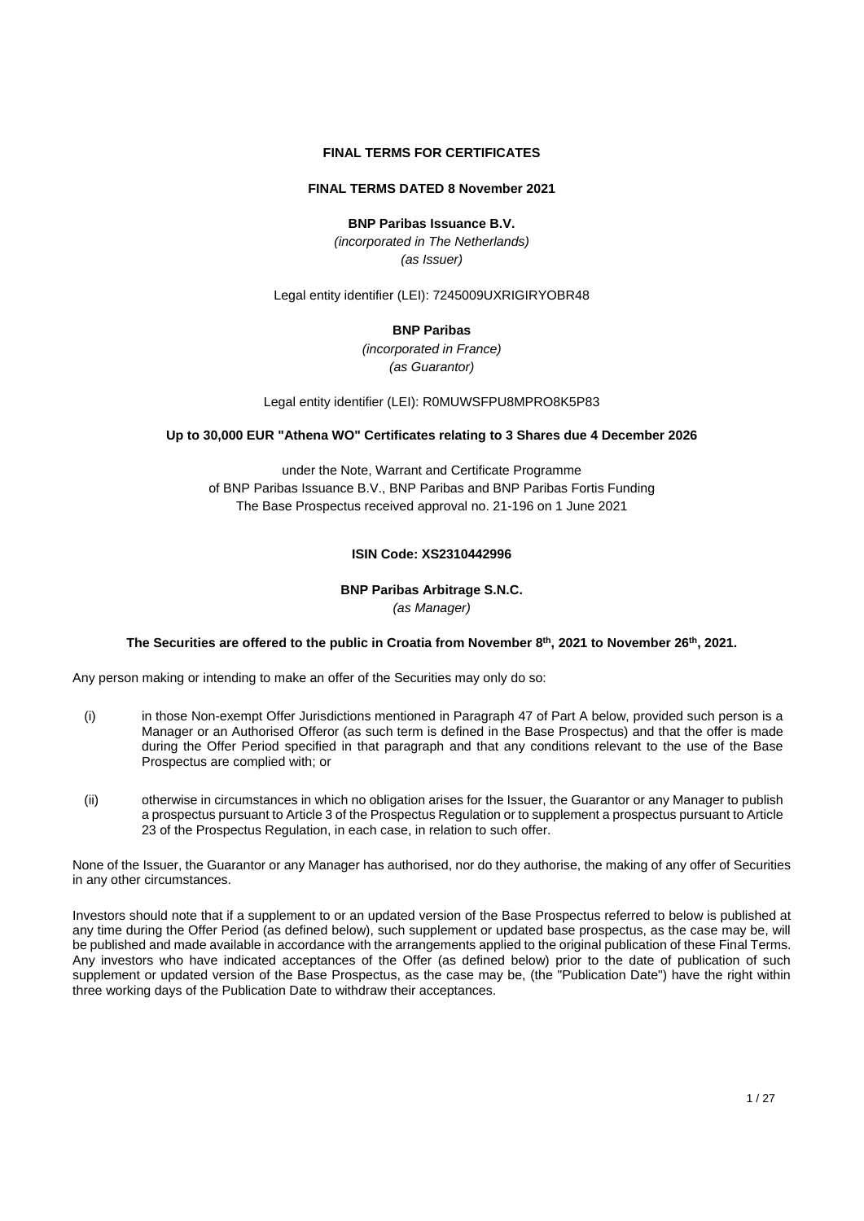**FINAL TERMS FOR CERTIFICATES**

**FINAL TERMS DATED 8 November 2021**

**BNP Paribas Issuance B.V.**

*(incorporated in The Netherlands)*

*(as Issuer)*

Legal entity identifier (LEI): 7245009UXRIGIRYOBR48

**BNP Paribas**

*(incorporated in France)*

*(as Guarantor)*

Legal entity identifier (LEI): R0MUWSFPU8MPRO8K5P83

**Up to 30,000 EUR "Athena WO" Certificates relating to 3 Shares due 4 December 2026**

under the Note, Warrant and Certificate Programme
of BNP Paribas Issuance B.V., BNP Paribas and BNP Paribas Fortis Funding
The Base Prospectus received approval no. 21-196 on 1 June 2021

**ISIN Code: XS2310442996**

**BNP Paribas Arbitrage S.N.C.**

*(as Manager)*

**The Securities are offered to the public in Croatia from November 8th, 2021 to November 26th, 2021.**

Any person making or intending to make an offer of the Securities may only do so:

(i) in those Non-exempt Offer Jurisdictions mentioned in Paragraph 47 of Part A below, provided such person is a Manager or an Authorised Offeror (as such term is defined in the Base Prospectus) and that the offer is made during the Offer Period specified in that paragraph and that any conditions relevant to the use of the Base Prospectus are complied with; or

(ii) otherwise in circumstances in which no obligation arises for the Issuer, the Guarantor or any Manager to publish a prospectus pursuant to Article 3 of the Prospectus Regulation or to supplement a prospectus pursuant to Article 23 of the Prospectus Regulation, in each case, in relation to such offer.

None of the Issuer, the Guarantor or any Manager has authorised, nor do they authorise, the making of any offer of Securities in any other circumstances.

Investors should note that if a supplement to or an updated version of the Base Prospectus referred to below is published at any time during the Offer Period (as defined below), such supplement or updated base prospectus, as the case may be, will be published and made available in accordance with the arrangements applied to the original publication of these Final Terms. Any investors who have indicated acceptances of the Offer (as defined below) prior to the date of publication of such supplement or updated version of the Base Prospectus, as the case may be, (the "Publication Date") have the right within three working days of the Publication Date to withdraw their acceptances.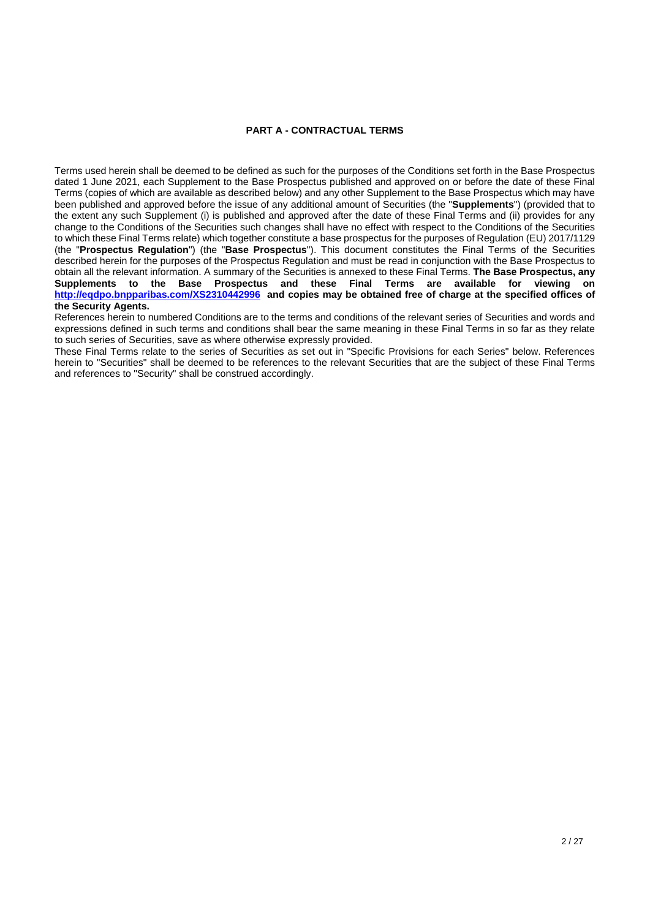## PART A - CONTRACTUAL TERMS

Terms used herein shall be deemed to be defined as such for the purposes of the Conditions set forth in the Base Prospectus dated 1 June 2021, each Supplement to the Base Prospectus published and approved on or before the date of these Final Terms (copies of which are available as described below) and any other Supplement to the Base Prospectus which may have been published and approved before the issue of any additional amount of Securities (the "**Supplements**") (provided that to the extent any such Supplement (i) is published and approved after the date of these Final Terms and (ii) provides for any change to the Conditions of the Securities such changes shall have no effect with respect to the Conditions of the Securities to which these Final Terms relate) which together constitute a base prospectus for the purposes of Regulation (EU) 2017/1129 (the "**Prospectus Regulation**") (the "**Base Prospectus**"). This document constitutes the Final Terms of the Securities described herein for the purposes of the Prospectus Regulation and must be read in conjunction with the Base Prospectus to obtain all the relevant information. A summary of the Securities is annexed to these Final Terms. **The Base Prospectus, any Supplements to the Base Prospectus and these Final Terms are available for viewing on [http://eqdpo.bnpparibas.com/XS2310442996](http://eqdpo.bnpparibas.com/XS2310442996) and copies may be obtained free of charge at the specified offices of the Security Agents.**

References herein to numbered Conditions are to the terms and conditions of the relevant series of Securities and words and expressions defined in such terms and conditions shall bear the same meaning in these Final Terms in so far as they relate to such series of Securities, save as where otherwise expressly provided.

These Final Terms relate to the series of Securities as set out in "Specific Provisions for each Series" below. References herein to "Securities" shall be deemed to be references to the relevant Securities that are the subject of these Final Terms and references to "Security" shall be construed accordingly.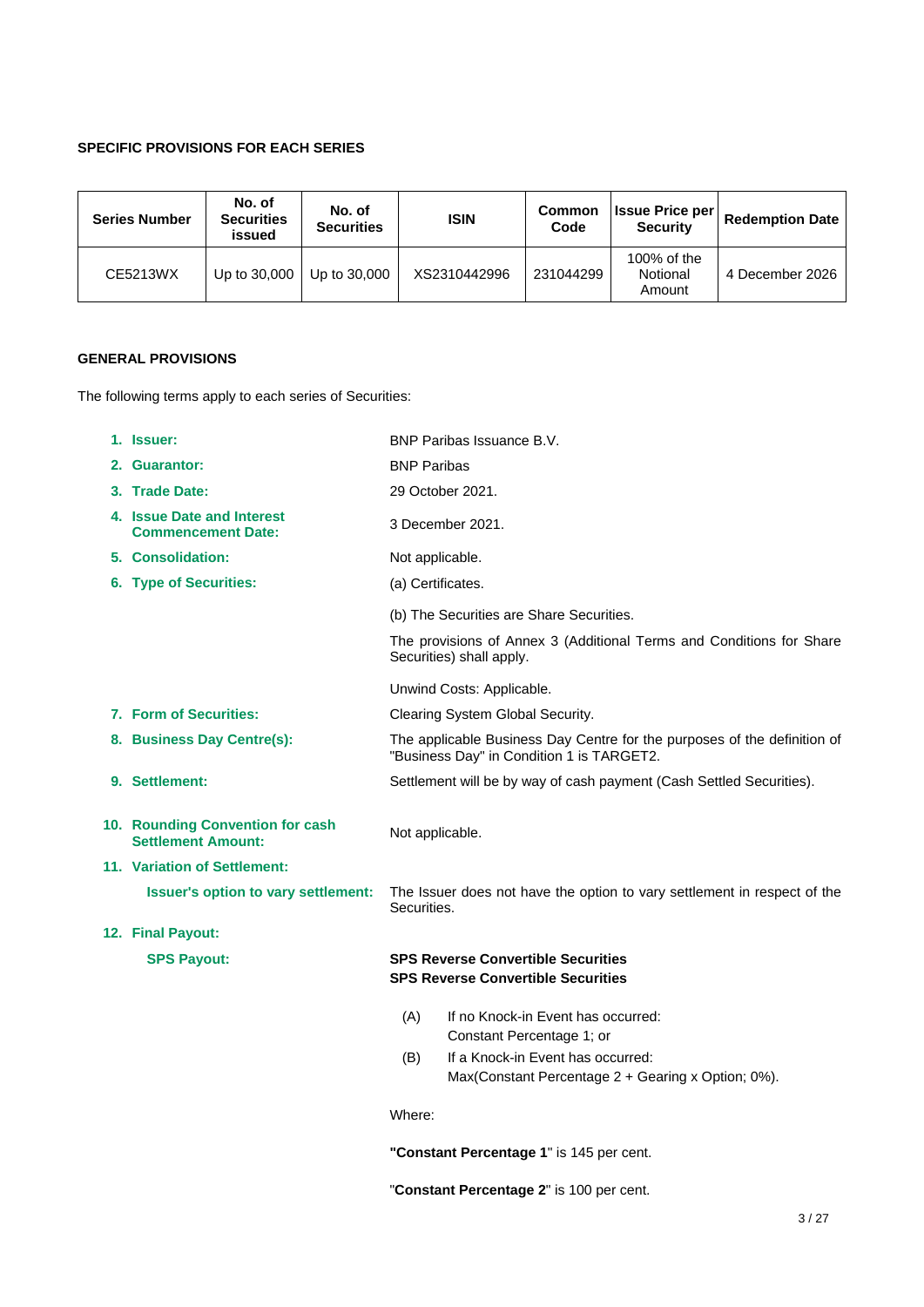**SPECIFIC PROVISIONS FOR EACH SERIES**

| Series Number | No. of Securities issued | No. of Securities | ISIN | Common Code | Issue Price per Security | Redemption Date |
|---|---|---|---|---|---|---|
| CE5213WX | Up to 30,000 | Up to 30,000 | XS2310442996 | 231044299 | 100% of the Notional Amount | 4 December 2026 |

**GENERAL PROVISIONS**

The following terms apply to each series of Securities:

| | |
|---|---|
| **1. Issuer:** | BNP Paribas Issuance B.V. |
| **2. Guarantor:** | BNP Paribas |
| **3. Trade Date:** | 29 October 2021. |
| **4. Issue Date and Interest Commencement Date:** | 3 December 2021. |
| **5. Consolidation:** | Not applicable. |
| **6. Type of Securities:** | (a) Certificates. |
| | (b) The Securities are Share Securities. |
| | The provisions of Annex 3 (Additional Terms and Conditions for Share Securities) shall apply. |
| | Unwind Costs: Applicable. |
| **7. Form of Securities:** | Clearing System Global Security. |
| **8. Business Day Centre(s):** | The applicable Business Day Centre for the purposes of the definition of "Business Day" in Condition 1 is TARGET2. |
| **9. Settlement:** | Settlement will be by way of cash payment (Cash Settled Securities). |
| **10. Rounding Convention for cash Settlement Amount:** | Not applicable. |
| **11. Variation of Settlement:** | |
| **Issuer's option to vary settlement:** | The Issuer does not have the option to vary settlement in respect of the Securities. |
| **12. Final Payout:** | |
| **SPS Payout:** | **SPS Reverse Convertible Securities** |

**SPS Reverse Convertible Securities**

(A) If no Knock-in Event has occurred:
Constant Percentage 1; or

(B) If a Knock-in Event has occurred:
Max(Constant Percentage 2 + Gearing x Option; 0%).

Where:

"**Constant Percentage 1**" is 145 per cent.

"**Constant Percentage 2**" is 100 per cent.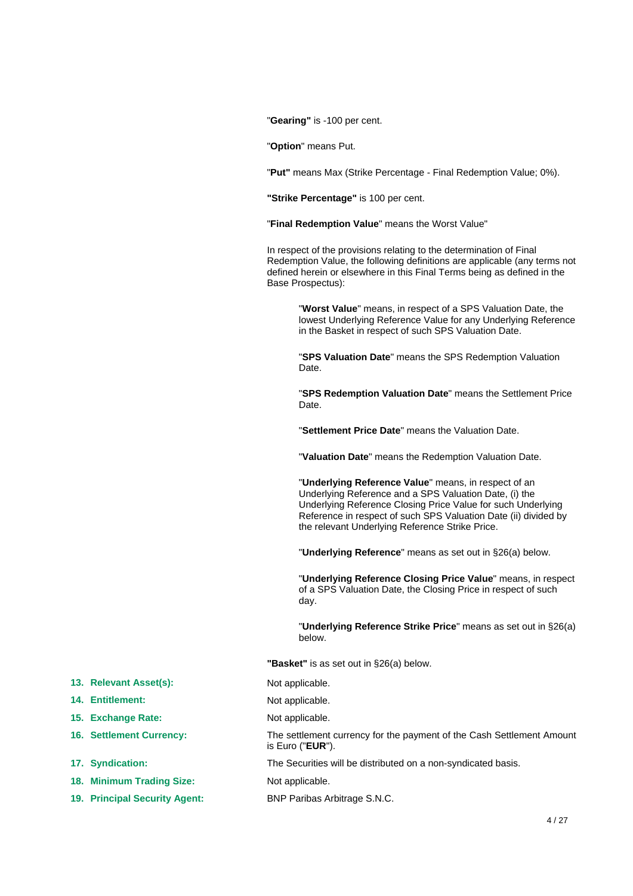"**Gearing"** is -100 per cent.

"**Option**" means Put.

"**Put"** means Max (Strike Percentage - Final Redemption Value; 0%).

**"Strike Percentage"** is 100 per cent.

"**Final Redemption Value**" means the Worst Value"

In respect of the provisions relating to the determination of Final Redemption Value, the following definitions are applicable (any terms not defined herein or elsewhere in this Final Terms being as defined in the Base Prospectus):

> "**Worst Value**" means, in respect of a SPS Valuation Date, the lowest Underlying Reference Value for any Underlying Reference in the Basket in respect of such SPS Valuation Date.
>
> "**SPS Valuation Date**" means the SPS Redemption Valuation Date.
>
> "**SPS Redemption Valuation Date**" means the Settlement Price Date.
>
> "**Settlement Price Date**" means the Valuation Date.
>
> "**Valuation Date**" means the Redemption Valuation Date.
>
> "**Underlying Reference Value**" means, in respect of an Underlying Reference and a SPS Valuation Date, (i) the Underlying Reference Closing Price Value for such Underlying Reference in respect of such SPS Valuation Date (ii) divided by the relevant Underlying Reference Strike Price.
>
> "**Underlying Reference**" means as set out in §26(a) below.
>
> "**Underlying Reference Closing Price Value**" means, in respect of a SPS Valuation Date, the Closing Price in respect of such day.
>
> "**Underlying Reference Strike Price**" means as set out in §26(a) below.

**"Basket"** is as set out in §26(a) below.

**13. Relevant Asset(s):** Not applicable.

**14. Entitlement:** Not applicable.

**15. Exchange Rate:** Not applicable.

**16. Settlement Currency:** The settlement currency for the payment of the Cash Settlement Amount is Euro ("**EUR**").

**17. Syndication:** The Securities will be distributed on a non-syndicated basis.

**18. Minimum Trading Size:** Not applicable.

**19. Principal Security Agent:** BNP Paribas Arbitrage S.N.C.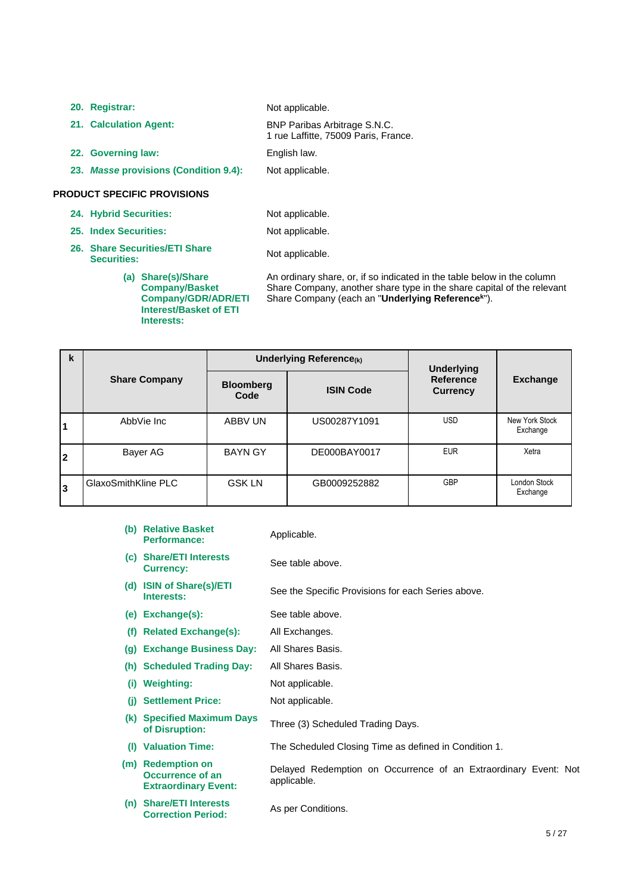**20. Registrar:** Not applicable.

**21. Calculation Agent:** BNP Paribas Arbitrage S.N.C.
1 rue Laffitte, 75009 Paris, France.

**22. Governing law:** English law.

**23. *Masse* provisions (Condition 9.4):** Not applicable.

## PRODUCT SPECIFIC PROVISIONS

**24. Hybrid Securities:** Not applicable.

**25. Index Securities:** Not applicable.

**26. Share Securities/ETI Share Securities:** Not applicable.

**(a) Share(s)/Share Company/Basket Company/GDR/ADR/ETI Interest/Basket of ETI Interests:** An ordinary share, or, if so indicated in the table below in the column Share Company, another share type in the share capital of the relevant Share Company (each an "**Underlying Reference**[k]").

| k | Share Company | Underlying Reference$_{(k)}$ | | Underlying Reference Currency | Exchange |
|---|---|---|---|---|---|
| | | Bloomberg Code | ISIN Code | | |
| 1 | AbbVie Inc | ABBV UN | US00287Y1091 | USD | New York Stock Exchange |
| 2 | Bayer AG | BAYN GY | DE000BAY0017 | EUR | Xetra |
| 3 | GlaxoSmithKline PLC | GSK LN | GB0009252882 | GBP | London Stock Exchange |

**(b) Relative Basket Performance:** Applicable.

**(c) Share/ETI Interests Currency:** See table above.

**(d) ISIN of Share(s)/ETI Interests:** See the Specific Provisions for each Series above.

**(e) Exchange(s):** See table above.

**(f) Related Exchange(s):** All Exchanges.

**(g) Exchange Business Day:** All Shares Basis.

**(h) Scheduled Trading Day:** All Shares Basis.

**(i) Weighting:** Not applicable.

**(j) Settlement Price:** Not applicable.

**(k) Specified Maximum Days of Disruption:** Three (3) Scheduled Trading Days.

**(l) Valuation Time:** The Scheduled Closing Time as defined in Condition 1.

**(m) Redemption on Occurrence of an Extraordinary Event:** Delayed Redemption on Occurrence of an Extraordinary Event: Not applicable.

**(n) Share/ETI Interests Correction Period:** As per Conditions.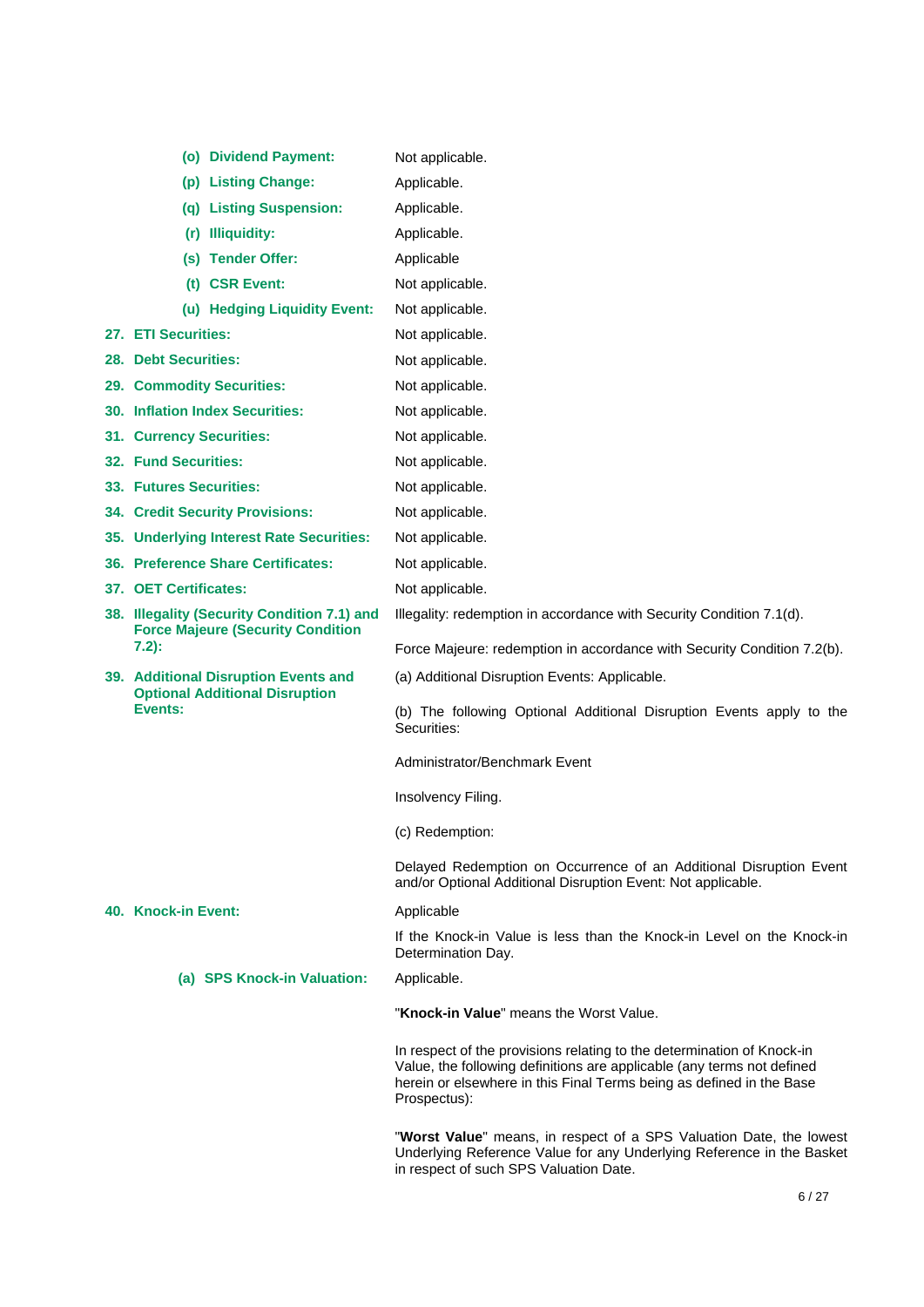| | |
|---|---|
| **(o) Dividend Payment:** | Not applicable. |
| **(p) Listing Change:** | Applicable. |
| **(q) Listing Suspension:** | Applicable. |
| **(r) Illiquidity:** | Applicable. |
| **(s) Tender Offer:** | Applicable |
| **(t) CSR Event:** | Not applicable. |
| **(u) Hedging Liquidity Event:** | Not applicable. |
| **27. ETI Securities:** | Not applicable. |
| **28. Debt Securities:** | Not applicable. |
| **29. Commodity Securities:** | Not applicable. |
| **30. Inflation Index Securities:** | Not applicable. |
| **31. Currency Securities:** | Not applicable. |
| **32. Fund Securities:** | Not applicable. |
| **33. Futures Securities:** | Not applicable. |
| **34. Credit Security Provisions:** | Not applicable. |
| **35. Underlying Interest Rate Securities:** | Not applicable. |
| **36. Preference Share Certificates:** | Not applicable. |
| **37. OET Certificates:** | Not applicable. |
| **38. Illegality (Security Condition 7.1) and Force Majeure (Security Condition 7.2):** | Illegality: redemption in accordance with Security Condition 7.1(d).<br><br>Force Majeure: redemption in accordance with Security Condition 7.2(b). |
| **39. Additional Disruption Events and Optional Additional Disruption Events:** | (a) Additional Disruption Events: Applicable.<br><br>(b) The following Optional Additional Disruption Events apply to the Securities:<br><br>Administrator/Benchmark Event<br><br>Insolvency Filing.<br><br>(c) Redemption:<br><br>Delayed Redemption on Occurrence of an Additional Disruption Event and/or Optional Additional Disruption Event: Not applicable. |
| **40. Knock-in Event:** | Applicable<br><br>If the Knock-in Value is less than the Knock-in Level on the Knock-in Determination Day. |
| **(a) SPS Knock-in Valuation:** | Applicable.<br><br>"**Knock-in Value**" means the Worst Value.<br><br>In respect of the provisions relating to the determination of Knock-in Value, the following definitions are applicable (any terms not defined herein or elsewhere in this Final Terms being as defined in the Base Prospectus):<br><br>"**Worst Value**" means, in respect of a SPS Valuation Date, the lowest Underlying Reference Value for any Underlying Reference in the Basket in respect of such SPS Valuation Date. |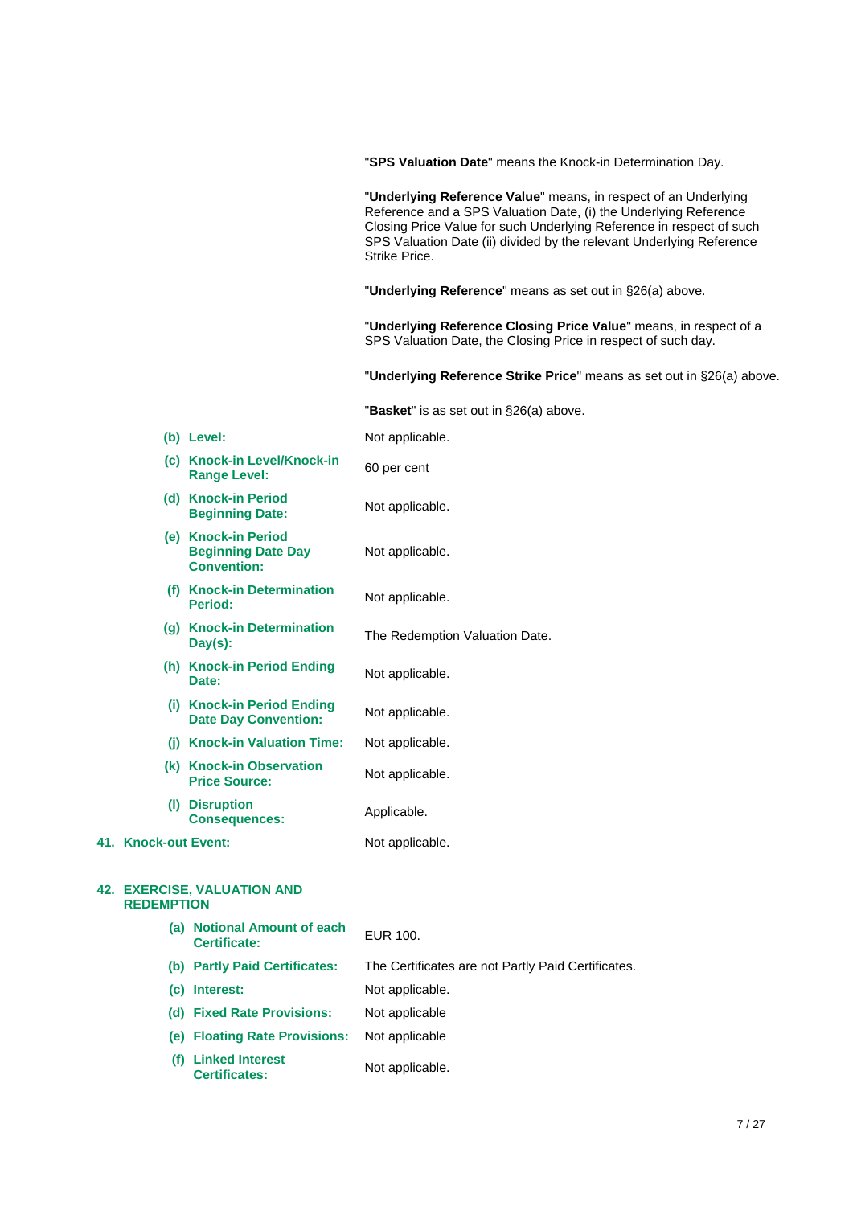"**SPS Valuation Date**" means the Knock-in Determination Day.

"**Underlying Reference Value**" means, in respect of an Underlying Reference and a SPS Valuation Date, (i) the Underlying Reference Closing Price Value for such Underlying Reference in respect of such SPS Valuation Date (ii) divided by the relevant Underlying Reference Strike Price.

"**Underlying Reference**" means as set out in §26(a) above.

"**Underlying Reference Closing Price Value**" means, in respect of a SPS Valuation Date, the Closing Price in respect of such day.

"**Underlying Reference Strike Price**" means as set out in §26(a) above.

"**Basket**" is as set out in §26(a) above.

| | |
|---|---|
| **(b) Level:** | Not applicable. |
| **(c) Knock-in Level/Knock-in Range Level:** | 60 per cent |
| **(d) Knock-in Period Beginning Date:** | Not applicable. |
| **(e) Knock-in Period Beginning Date Day Convention:** | Not applicable. |
| **(f) Knock-in Determination Period:** | Not applicable. |
| **(g) Knock-in Determination Day(s):** | The Redemption Valuation Date. |
| **(h) Knock-in Period Ending Date:** | Not applicable. |
| **(i) Knock-in Period Ending Date Day Convention:** | Not applicable. |
| **(j) Knock-in Valuation Time:** | Not applicable. |
| **(k) Knock-in Observation Price Source:** | Not applicable. |
| **(l) Disruption Consequences:** | Applicable. |

**41. Knock-out Event:** Not applicable.

## 42. EXERCISE, VALUATION AND REDEMPTION

| | |
|---|---|
| **(a) Notional Amount of each Certificate:** | EUR 100. |
| **(b) Partly Paid Certificates:** | The Certificates are not Partly Paid Certificates. |
| **(c) Interest:** | Not applicable. |
| **(d) Fixed Rate Provisions:** | Not applicable |
| **(e) Floating Rate Provisions:** | Not applicable |
| **(f) Linked Interest Certificates:** | Not applicable. |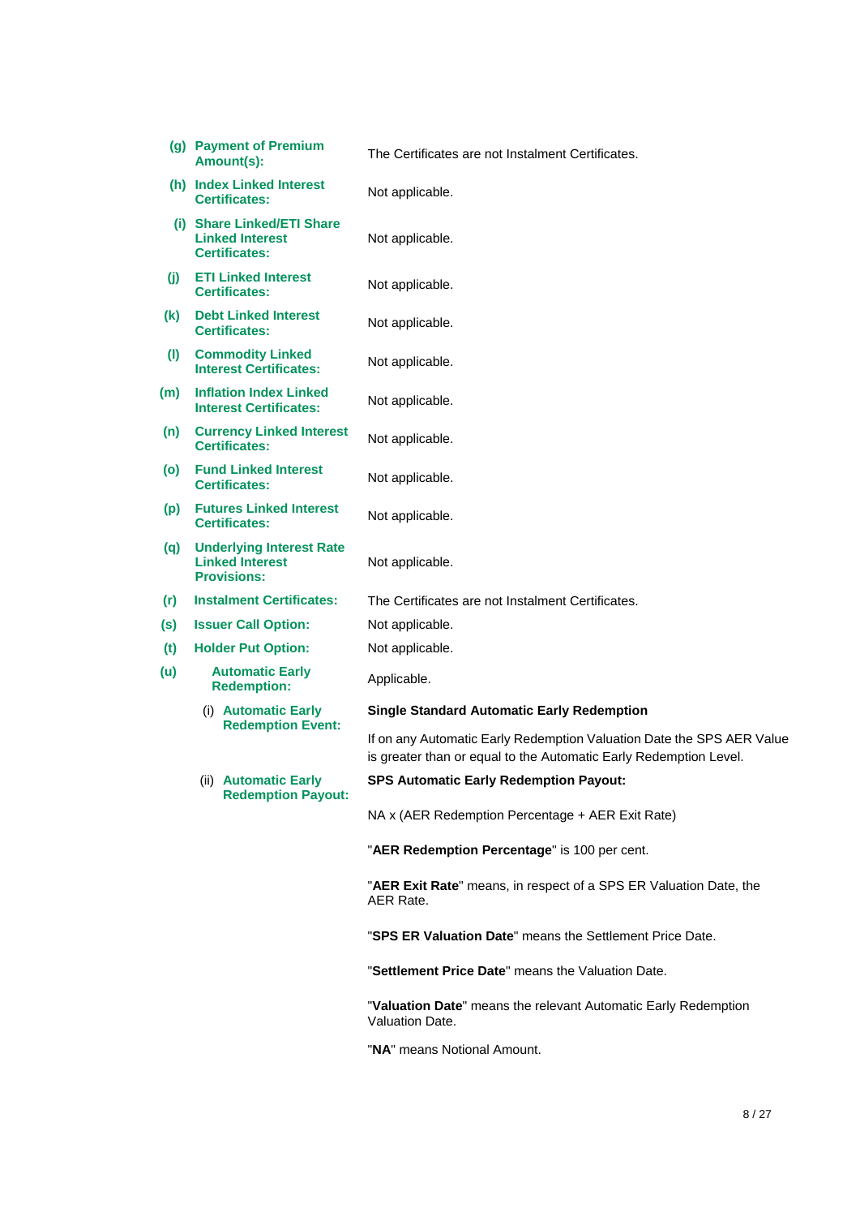| | |
|---|---|
| **(g) Payment of Premium Amount(s):** | The Certificates are not Instalment Certificates. |
| **(h) Index Linked Interest Certificates:** | Not applicable. |
| **(i) Share Linked/ETI Share Linked Interest Certificates:** | Not applicable. |
| **(j) ETI Linked Interest Certificates:** | Not applicable. |
| **(k) Debt Linked Interest Certificates:** | Not applicable. |
| **(l) Commodity Linked Interest Certificates:** | Not applicable. |
| **(m) Inflation Index Linked Interest Certificates:** | Not applicable. |
| **(n) Currency Linked Interest Certificates:** | Not applicable. |
| **(o) Fund Linked Interest Certificates:** | Not applicable. |
| **(p) Futures Linked Interest Certificates:** | Not applicable. |
| **(q) Underlying Interest Rate Linked Interest Provisions:** | Not applicable. |
| **(r) Instalment Certificates:** | The Certificates are not Instalment Certificates. |
| **(s) Issuer Call Option:** | Not applicable. |
| **(t) Holder Put Option:** | Not applicable. |
| **(u) Automatic Early Redemption:** | Applicable. |
| (i) **Automatic Early Redemption Event:** | **Single Standard Automatic Early Redemption**<br><br>If on any Automatic Early Redemption Valuation Date the SPS AER Value is greater than or equal to the Automatic Early Redemption Level. |
| (ii) **Automatic Early Redemption Payout:** | **SPS Automatic Early Redemption Payout:**<br><br>NA x (AER Redemption Percentage + AER Exit Rate)<br><br>"**AER Redemption Percentage**" is 100 per cent.<br><br>"**AER Exit Rate**" means, in respect of a SPS ER Valuation Date, the AER Rate.<br><br>"**SPS ER Valuation Date**" means the Settlement Price Date.<br><br>"**Settlement Price Date**" means the Valuation Date.<br><br>"**Valuation Date**" means the relevant Automatic Early Redemption Valuation Date.<br><br>"**NA**" means Notional Amount. |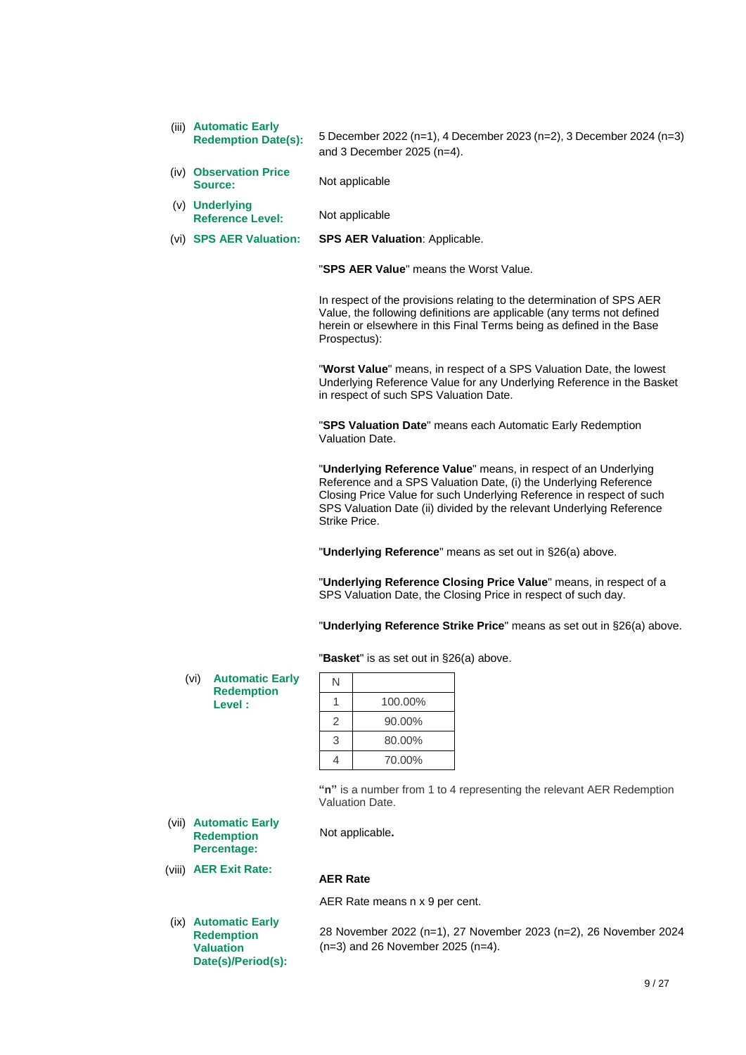(iii) **Automatic Early Redemption Date(s):** 5 December 2022 (n=1), 4 December 2023 (n=2), 3 December 2024 (n=3) and 3 December 2025 (n=4).

(iv) **Observation Price Source:** Not applicable

(v) **Underlying Reference Level:** Not applicable

(vi) **SPS AER Valuation:** **SPS AER Valuation**: Applicable.

"**SPS AER Value**" means the Worst Value.

In respect of the provisions relating to the determination of SPS AER Value, the following definitions are applicable (any terms not defined herein or elsewhere in this Final Terms being as defined in the Base Prospectus):

"**Worst Value**" means, in respect of a SPS Valuation Date, the lowest Underlying Reference Value for any Underlying Reference in the Basket in respect of such SPS Valuation Date.

"**SPS Valuation Date**" means each Automatic Early Redemption Valuation Date.

"**Underlying Reference Value**" means, in respect of an Underlying Reference and a SPS Valuation Date, (i) the Underlying Reference Closing Price Value for such Underlying Reference in respect of such SPS Valuation Date (ii) divided by the relevant Underlying Reference Strike Price.

"**Underlying Reference**" means as set out in §26(a) above.

"**Underlying Reference Closing Price Value**" means, in respect of a SPS Valuation Date, the Closing Price in respect of such day.

"**Underlying Reference Strike Price**" means as set out in §26(a) above.

"**Basket**" is as set out in §26(a) above.

(vi) **Automatic Early Redemption Level :**

| N | |
|---|---|
| 1 | 100.00% |
| 2 | 90.00% |
| 3 | 80.00% |
| 4 | 70.00% |

**"n"** is a number from 1 to 4 representing the relevant AER Redemption Valuation Date.

(vii) **Automatic Early Redemption Percentage:** Not applicable**.**

(viii) **AER Exit Rate:**

**AER Rate**

AER Rate means n x 9 per cent.

(ix) **Automatic Early Redemption Valuation Date(s)/Period(s):** 28 November 2022 (n=1), 27 November 2023 (n=2), 26 November 2024 (n=3) and 26 November 2025 (n=4).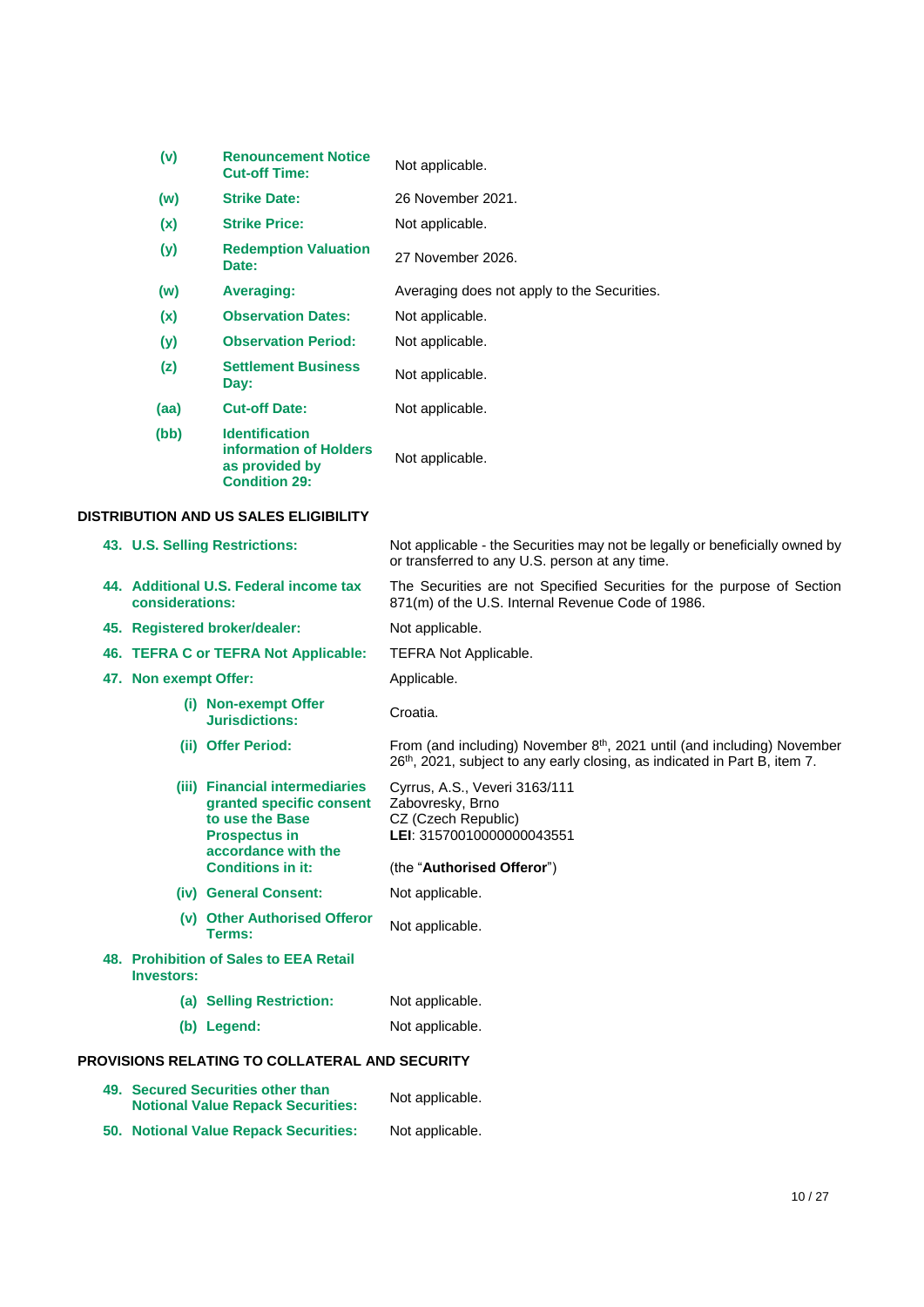| | | |
|---|---|---|
| **(v)** | **Renouncement Notice Cut-off Time:** | Not applicable. |
| **(w)** | **Strike Date:** | 26 November 2021. |
| **(x)** | **Strike Price:** | Not applicable. |
| **(y)** | **Redemption Valuation Date:** | 27 November 2026. |
| **(w)** | **Averaging:** | Averaging does not apply to the Securities. |
| **(x)** | **Observation Dates:** | Not applicable. |
| **(y)** | **Observation Period:** | Not applicable. |
| **(z)** | **Settlement Business Day:** | Not applicable. |
| **(aa)** | **Cut-off Date:** | Not applicable. |
| **(bb)** | **Identification information of Holders as provided by Condition 29:** | Not applicable. |

**DISTRIBUTION AND US SALES ELIGIBILITY**

| | |
|---|---|
| **43. U.S. Selling Restrictions:** | Not applicable - the Securities may not be legally or beneficially owned by or transferred to any U.S. person at any time. |
| **44. Additional U.S. Federal income tax considerations:** | The Securities are not Specified Securities for the purpose of Section 871(m) of the U.S. Internal Revenue Code of 1986. |
| **45. Registered broker/dealer:** | Not applicable. |
| **46. TEFRA C or TEFRA Not Applicable:** | TEFRA Not Applicable. |
| **47. Non exempt Offer:** | Applicable. |
| **(i) Non-exempt Offer Jurisdictions:** | Croatia. |
| **(ii) Offer Period:** | From (and including) November 8th, 2021 until (and including) November 26th, 2021, subject to any early closing, as indicated in Part B, item 7. |
| **(iii) Financial intermediaries granted specific consent to use the Base Prospectus in accordance with the Conditions in it:** | Cyrrus, A.S., Veveri 3163/111<br>Zabovresky, Brno<br>CZ (Czech Republic)<br>**LEI**: 31570010000000043551<br><br>(the "**Authorised Offeror**") |
| **(iv) General Consent:** | Not applicable. |
| **(v) Other Authorised Offeror Terms:** | Not applicable. |
| **48. Prohibition of Sales to EEA Retail Investors:** | |
| **(a) Selling Restriction:** | Not applicable. |
| **(b) Legend:** | Not applicable. |

**PROVISIONS RELATING TO COLLATERAL AND SECURITY**

| | |
|---|---|
| **49. Secured Securities other than Notional Value Repack Securities:** | Not applicable. |
| **50. Notional Value Repack Securities:** | Not applicable. |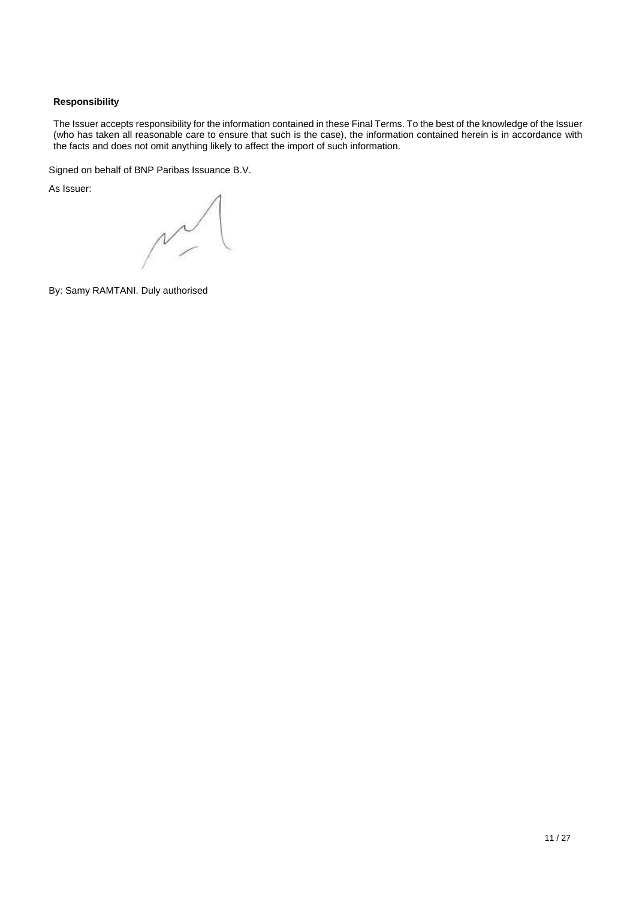**Responsibility**

The Issuer accepts responsibility for the information contained in these Final Terms. To the best of the knowledge of the Issuer (who has taken all reasonable care to ensure that such is the case), the information contained herein is in accordance with the facts and does not omit anything likely to affect the import of such information.

Signed on behalf of BNP Paribas Issuance B.V.

As Issuer:

By: Samy RAMTANI. Duly authorised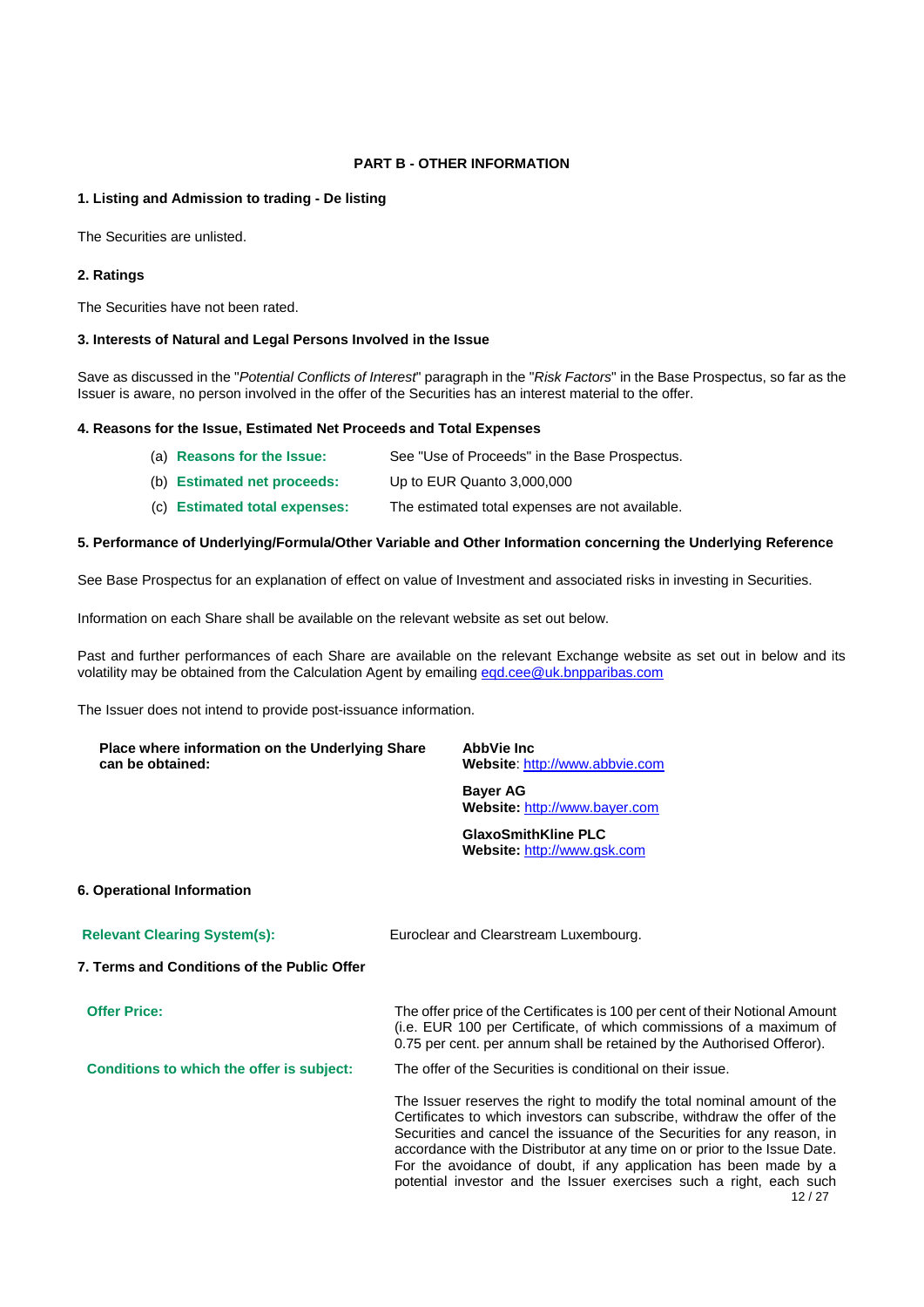## PART B - OTHER INFORMATION

### 1. Listing and Admission to trading - De listing

The Securities are unlisted.

### 2. Ratings

The Securities have not been rated.

### 3. Interests of Natural and Legal Persons Involved in the Issue

Save as discussed in the "*Potential Conflicts of Interest*" paragraph in the "*Risk Factors*" in the Base Prospectus, so far as the Issuer is aware, no person involved in the offer of the Securities has an interest material to the offer.

### 4. Reasons for the Issue, Estimated Net Proceeds and Total Expenses

| | |
|---|---|
| (a) **Reasons for the Issue:** | See "Use of Proceeds" in the Base Prospectus. |
| (b) **Estimated net proceeds:** | Up to EUR Quanto 3,000,000 |
| (c) **Estimated total expenses:** | The estimated total expenses are not available. |

### 5. Performance of Underlying/Formula/Other Variable and Other Information concerning the Underlying Reference

See Base Prospectus for an explanation of effect on value of Investment and associated risks in investing in Securities.

Information on each Share shall be available on the relevant website as set out below.

Past and further performances of each Share are available on the relevant Exchange website as set out in below and its volatility may be obtained from the Calculation Agent by emailing eqd.cee@uk.bnpparibas.com

The Issuer does not intend to provide post-issuance information.

| | |
|---|---|
| **Place where information on the Underlying Share can be obtained:** | **AbbVie Inc**<br>**Website**: http://www.abbvie.com<br><br>**Bayer AG**<br>**Website:** http://www.bayer.com<br><br>**GlaxoSmithKline PLC**<br>**Website:** http://www.gsk.com |

### 6. Operational Information

| | |
|---|---|
| **Relevant Clearing System(s):** | Euroclear and Clearstream Luxembourg. |

### 7. Terms and Conditions of the Public Offer

| | |
|---|---|
| **Offer Price:** | The offer price of the Certificates is 100 per cent of their Notional Amount (i.e. EUR 100 per Certificate, of which commissions of a maximum of 0.75 per cent. per annum shall be retained by the Authorised Offeror). |
| **Conditions to which the offer is subject:** | The offer of the Securities is conditional on their issue.<br><br>The Issuer reserves the right to modify the total nominal amount of the Certificates to which investors can subscribe, withdraw the offer of the Securities and cancel the issuance of the Securities for any reason, in accordance with the Distributor at any time on or prior to the Issue Date. For the avoidance of doubt, if any application has been made by a potential investor and the Issuer exercises such a right, each such |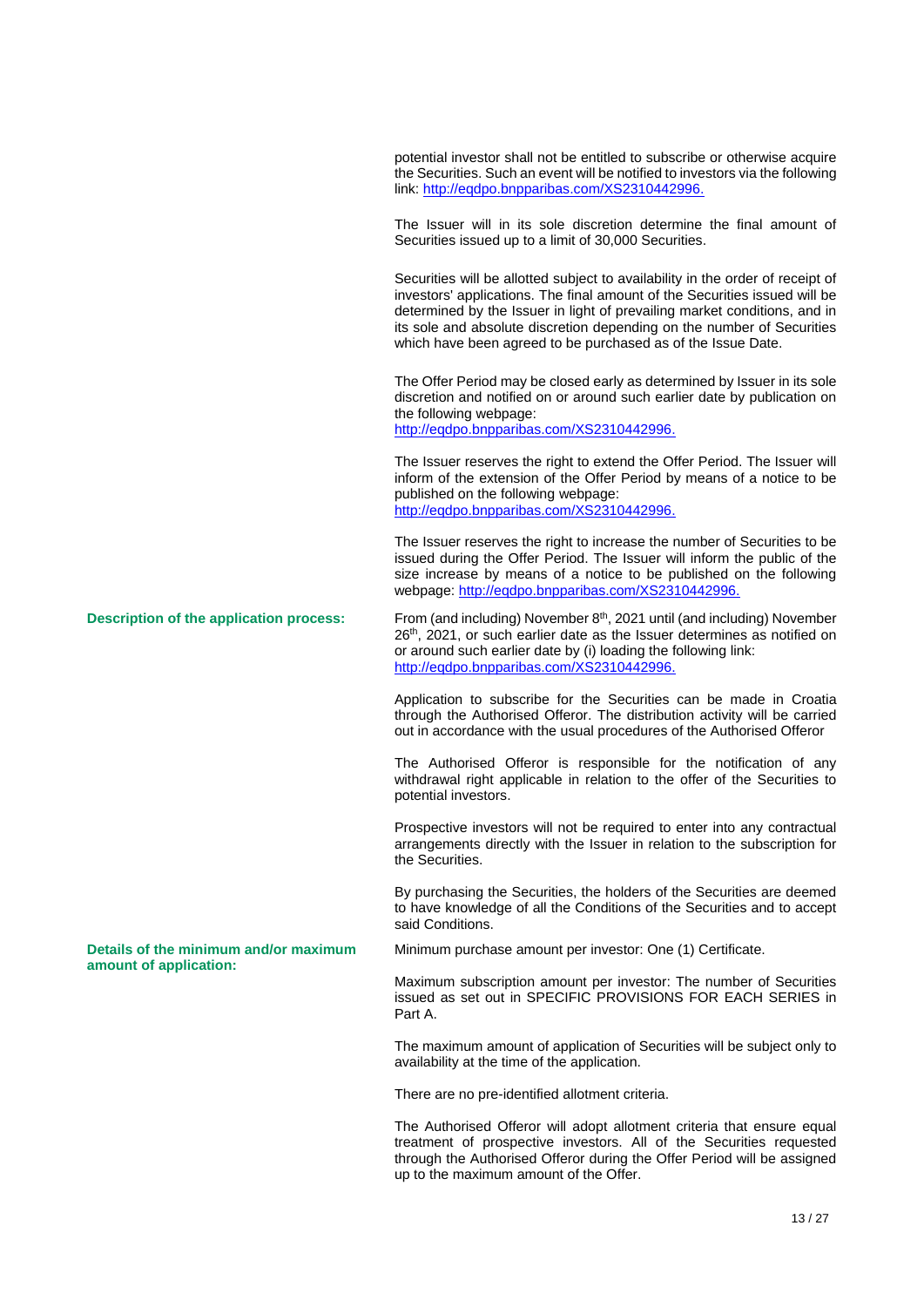potential investor shall not be entitled to subscribe or otherwise acquire the Securities. Such an event will be notified to investors via the following link: http://eqdpo.bnpparibas.com/XS2310442996.

The Issuer will in its sole discretion determine the final amount of Securities issued up to a limit of 30,000 Securities.

Securities will be allotted subject to availability in the order of receipt of investors' applications. The final amount of the Securities issued will be determined by the Issuer in light of prevailing market conditions, and in its sole and absolute discretion depending on the number of Securities which have been agreed to be purchased as of the Issue Date.

The Offer Period may be closed early as determined by Issuer in its sole discretion and notified on or around such earlier date by publication on the following webpage:
http://eqdpo.bnpparibas.com/XS2310442996.

The Issuer reserves the right to extend the Offer Period. The Issuer will inform of the extension of the Offer Period by means of a notice to be published on the following webpage:
http://eqdpo.bnpparibas.com/XS2310442996.

The Issuer reserves the right to increase the number of Securities to be issued during the Offer Period. The Issuer will inform the public of the size increase by means of a notice to be published on the following webpage: http://eqdpo.bnpparibas.com/XS2310442996.

**Description of the application process:**

From (and including) November 8th, 2021 until (and including) November 26th, 2021, or such earlier date as the Issuer determines as notified on or around such earlier date by (i) loading the following link:
http://eqdpo.bnpparibas.com/XS2310442996.

Application to subscribe for the Securities can be made in Croatia through the Authorised Offeror. The distribution activity will be carried out in accordance with the usual procedures of the Authorised Offeror

The Authorised Offeror is responsible for the notification of any withdrawal right applicable in relation to the offer of the Securities to potential investors.

Prospective investors will not be required to enter into any contractual arrangements directly with the Issuer in relation to the subscription for the Securities.

By purchasing the Securities, the holders of the Securities are deemed to have knowledge of all the Conditions of the Securities and to accept said Conditions.

**Details of the minimum and/or maximum amount of application:**

Minimum purchase amount per investor: One (1) Certificate.

Maximum subscription amount per investor: The number of Securities issued as set out in SPECIFIC PROVISIONS FOR EACH SERIES in Part A.

The maximum amount of application of Securities will be subject only to availability at the time of the application.

There are no pre-identified allotment criteria.

The Authorised Offeror will adopt allotment criteria that ensure equal treatment of prospective investors. All of the Securities requested through the Authorised Offeror during the Offer Period will be assigned up to the maximum amount of the Offer.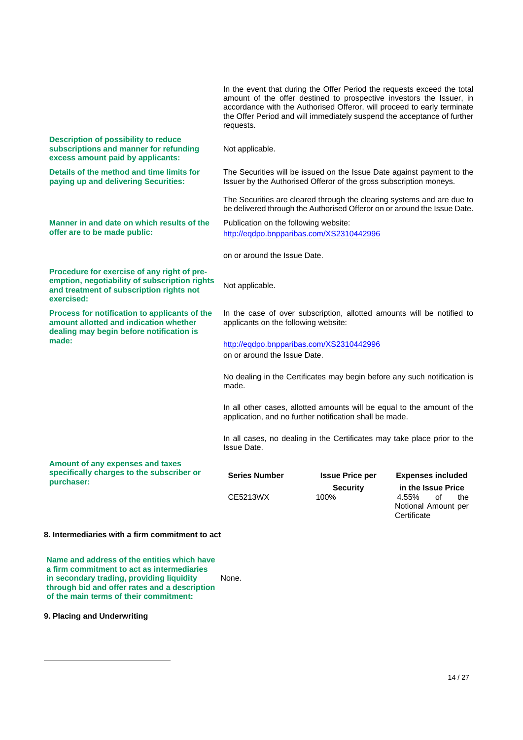In the event that during the Offer Period the requests exceed the total amount of the offer destined to prospective investors the Issuer, in accordance with the Authorised Offeror, will proceed to early terminate the Offer Period and will immediately suspend the acceptance of further requests.

**Description of possibility to reduce subscriptions and manner for refunding excess amount paid by applicants:** Not applicable.

**Details of the method and time limits for paying up and delivering Securities:** The Securities will be issued on the Issue Date against payment to the Issuer by the Authorised Offeror of the gross subscription moneys.

The Securities are cleared through the clearing systems and are due to be delivered through the Authorised Offeror on or around the Issue Date.

**Manner in and date on which results of the offer are to be made public:** Publication on the following website: http://eqdpo.bnpparibas.com/XS2310442996

on or around the Issue Date.

**Procedure for exercise of any right of pre-emption, negotiability of subscription rights and treatment of subscription rights not exercised:** Not applicable.

**Process for notification to applicants of the amount allotted and indication whether dealing may begin before notification is made:** In the case of over subscription, allotted amounts will be notified to applicants on the following website:

http://eqdpo.bnpparibas.com/XS2310442996
on or around the Issue Date.

No dealing in the Certificates may begin before any such notification is made.

In all other cases, allotted amounts will be equal to the amount of the application, and no further notification shall be made.

In all cases, no dealing in the Certificates may take place prior to the Issue Date.

**Amount of any expenses and taxes specifically charges to the subscriber or purchaser:**

| Series Number | Issue Price per Security | Expenses included in the Issue Price |
|---|---|---|
| CE5213WX | 100% | 4.55% of the Notional Amount per Certificate |

**8. Intermediaries with a firm commitment to act**

**Name and address of the entities which have a firm commitment to act as intermediaries in secondary trading, providing liquidity through bid and offer rates and a description of the main terms of their commitment:** None.

**9. Placing and Underwriting**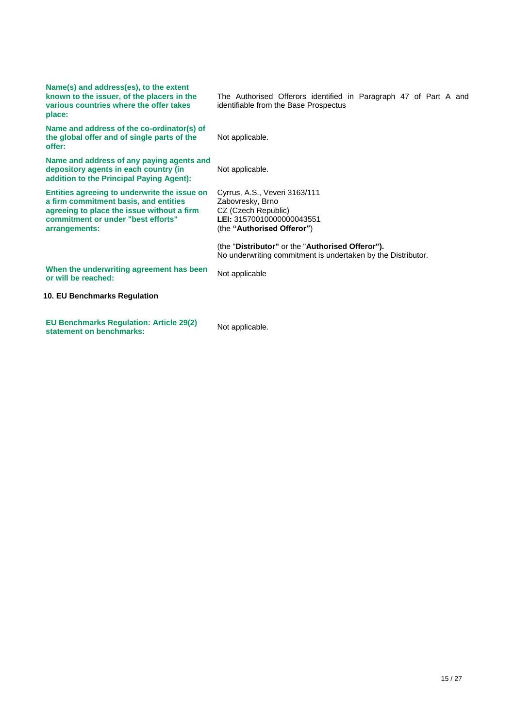| | |
|---|---|
| **Name(s) and address(es), to the extent known to the issuer, of the placers in the various countries where the offer takes place:** | The Authorised Offerors identified in Paragraph 47 of Part A and identifiable from the Base Prospectus |
| **Name and address of the co-ordinator(s) of the global offer and of single parts of the offer:** | Not applicable. |
| **Name and address of any paying agents and depository agents in each country (in addition to the Principal Paying Agent):** | Not applicable. |
| **Entities agreeing to underwrite the issue on a firm commitment basis, and entities agreeing to place the issue without a firm commitment or under "best efforts" arrangements:** | Cyrrus, A.S., Veveri 3163/111<br>Zabovresky, Brno<br>CZ (Czech Republic)<br>**LEI:** 31570010000000043551<br>(the **"Authorised Offeror"**)<br><br>(the "**Distributor"** or the "**Authorised Offeror").**<br>No underwriting commitment is undertaken by the Distributor. |
| **When the underwriting agreement has been or will be reached:** | Not applicable |

## 10. EU Benchmarks Regulation

| | |
|---|---|
| **EU Benchmarks Regulation: Article 29(2) statement on benchmarks:** | Not applicable. |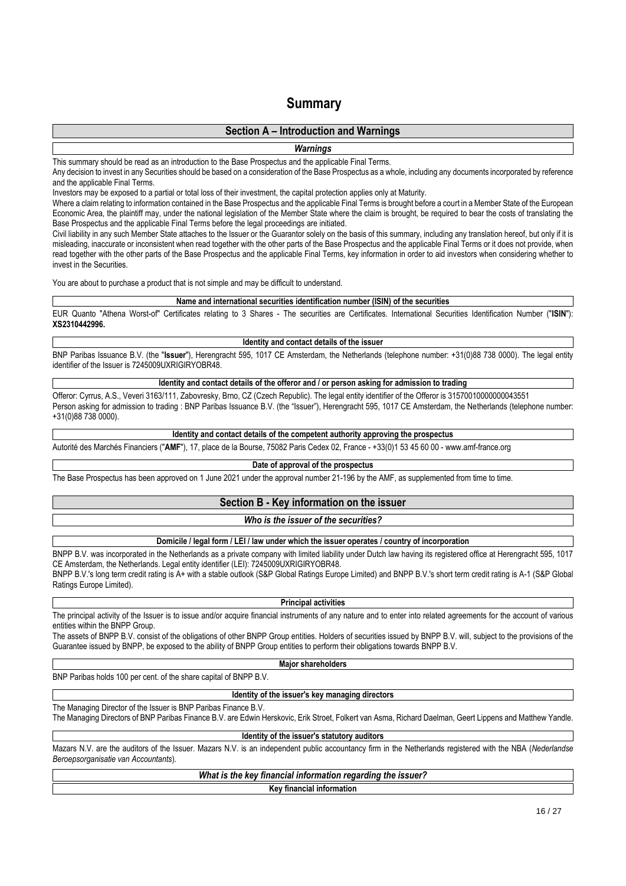# Summary

## Section A – Introduction and Warnings

### *Warnings*

This summary should be read as an introduction to the Base Prospectus and the applicable Final Terms.

Any decision to invest in any Securities should be based on a consideration of the Base Prospectus as a whole, including any documents incorporated by reference and the applicable Final Terms.

Investors may be exposed to a partial or total loss of their investment, the capital protection applies only at Maturity.

Where a claim relating to information contained in the Base Prospectus and the applicable Final Terms is brought before a court in a Member State of the European Economic Area, the plaintiff may, under the national legislation of the Member State where the claim is brought, be required to bear the costs of translating the Base Prospectus and the applicable Final Terms before the legal proceedings are initiated.

Civil liability in any such Member State attaches to the Issuer or the Guarantor solely on the basis of this summary, including any translation hereof, but only if it is misleading, inaccurate or inconsistent when read together with the other parts of the Base Prospectus and the applicable Final Terms or it does not provide, when read together with the other parts of the Base Prospectus and the applicable Final Terms, key information in order to aid investors when considering whether to invest in the Securities.

You are about to purchase a product that is not simple and may be difficult to understand.

### Name and international securities identification number (ISIN) of the securities

EUR Quanto "Athena Worst-of" Certificates relating to 3 Shares - The securities are Certificates. International Securities Identification Number ("**ISIN**"): **XS2310442996.**

### Identity and contact details of the issuer

BNP Paribas Issuance B.V. (the "**Issuer**"), Herengracht 595, 1017 CE Amsterdam, the Netherlands (telephone number: +31(0)88 738 0000). The legal entity identifier of the Issuer is 7245009UXRIGIRYOBR48.

### Identity and contact details of the offeror and / or person asking for admission to trading

Offeror: Cyrrus, A.S., Veveri 3163/111, Zabovresky, Brno, CZ (Czech Republic). The legal entity identifier of the Offeror is 31570010000000043551

Person asking for admission to trading : BNP Paribas Issuance B.V. (the "Issuer"), Herengracht 595, 1017 CE Amsterdam, the Netherlands (telephone number: +31(0)88 738 0000).

### Identity and contact details of the competent authority approving the prospectus

Autorité des Marchés Financiers ("**AMF**"), 17, place de la Bourse, 75082 Paris Cedex 02, France - +33(0)1 53 45 60 00 - www.amf-france.org

### Date of approval of the prospectus

The Base Prospectus has been approved on 1 June 2021 under the approval number 21-196 by the AMF, as supplemented from time to time.

## Section B - Key information on the issuer

### *Who is the issuer of the securities?*

### Domicile / legal form / LEI / law under which the issuer operates / country of incorporation

BNPP B.V. was incorporated in the Netherlands as a private company with limited liability under Dutch law having its registered office at Herengracht 595, 1017 CE Amsterdam, the Netherlands. Legal entity identifier (LEI): 7245009UXRIGIRYOBR48.

BNPP B.V.'s long term credit rating is A+ with a stable outlook (S&P Global Ratings Europe Limited) and BNPP B.V.'s short term credit rating is A-1 (S&P Global Ratings Europe Limited).

### Principal activities

The principal activity of the Issuer is to issue and/or acquire financial instruments of any nature and to enter into related agreements for the account of various entities within the BNPP Group.

The assets of BNPP B.V. consist of the obligations of other BNPP Group entities. Holders of securities issued by BNPP B.V. will, subject to the provisions of the Guarantee issued by BNPP, be exposed to the ability of BNPP Group entities to perform their obligations towards BNPP B.V.

### Major shareholders

BNP Paribas holds 100 per cent. of the share capital of BNPP B.V.

### Identity of the issuer's key managing directors

The Managing Director of the Issuer is BNP Paribas Finance B.V.

The Managing Directors of BNP Paribas Finance B.V. are Edwin Herskovic, Erik Stroet, Folkert van Asma, Richard Daelman, Geert Lippens and Matthew Yandle.

### Identity of the issuer's statutory auditors

Mazars N.V. are the auditors of the Issuer. Mazars N.V. is an independent public accountancy firm in the Netherlands registered with the NBA (*Nederlandse Beroepsorganisatie van Accountants*).

### *What is the key financial information regarding the issuer?*

### Key financial information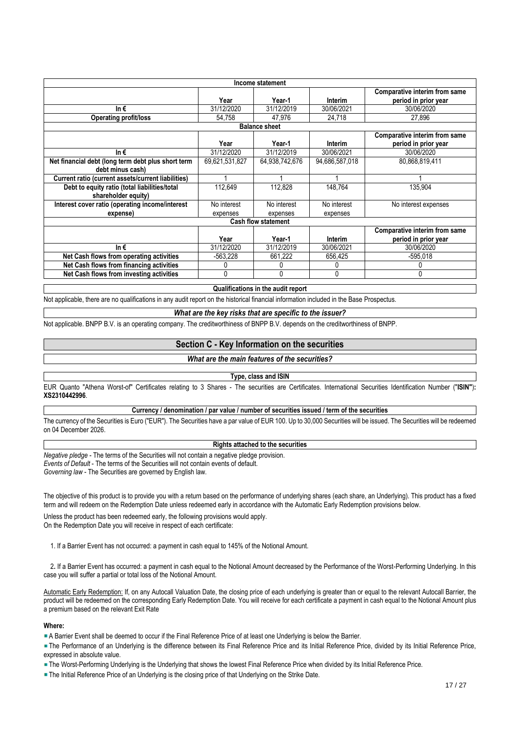| Income statement | | | | |
|---|---|---|---|---|
| | **Year** | **Year-1** | **Interim** | **Comparative interim from same period in prior year** |
| **In €** | 31/12/2020 | 31/12/2019 | 30/06/2021 | 30/06/2020 |
| **Operating profit/loss** | 54,758 | 47,976 | 24,718 | 27,896 |

| Balance sheet | | | | |
|---|---|---|---|---|
| | **Year** | **Year-1** | **Interim** | **Comparative interim from same period in prior year** |
| **In €** | 31/12/2020 | 31/12/2019 | 30/06/2021 | 30/06/2020 |
| **Net financial debt (long term debt plus short term debt minus cash)** | 69,621,531,827 | 64,938,742,676 | 94,686,587,018 | 80,868,819,411 |
| **Current ratio (current assets/current liabilities)** | 1 | 1 | 1 | 1 |
| **Debt to equity ratio (total liabilities/total shareholder equity)** | 112,649 | 112,828 | 148,764 | 135,904 |
| **Interest cover ratio (operating income/interest expense)** | No interest expenses | No interest expenses | No interest expenses | No interest expenses |

| Cash flow statement | | | | |
|---|---|---|---|---|
| | **Year** | **Year-1** | **Interim** | **Comparative interim from same period in prior year** |
| **In €** | 31/12/2020 | 31/12/2019 | 30/06/2021 | 30/06/2020 |
| **Net Cash flows from operating activities** | -563,228 | 661,222 | 656,425 | -595,018 |
| **Net Cash flows from financing activities** | 0 | 0 | 0 | 0 |
| **Net Cash flows from investing activities** | 0 | 0 | 0 | 0 |

**Qualifications in the audit report**

Not applicable, there are no qualifications in any audit report on the historical financial information included in the Base Prospectus.

***What are the key risks that are specific to the issuer?***

Not applicable. BNPP B.V. is an operating company. The creditworthiness of BNPP B.V. depends on the creditworthiness of BNPP.

## Section C - Key Information on the securities

***What are the main features of the securities?***

**Type, class and ISIN**

EUR Quanto "Athena Worst-of" Certificates relating to 3 Shares - The securities are Certificates. International Securities Identification Number ("**ISIN**"): **XS2310442996**.

**Currency / denomination / par value / number of securities issued / term of the securities**

The currency of the Securities is Euro ("EUR"). The Securities have a par value of EUR 100. Up to 30,000 Securities will be issued. The Securities will be redeemed on 04 December 2026.

**Rights attached to the securities**

*Negative pledge* - The terms of the Securities will not contain a negative pledge provision.
*Events of Default* - The terms of the Securities will not contain events of default.
*Governing law* - The Securities are governed by English law.

The objective of this product is to provide you with a return based on the performance of underlying shares (each share, an Underlying). This product has a fixed term and will redeem on the Redemption Date unless redeemed early in accordance with the Automatic Early Redemption provisions below.

Unless the product has been redeemed early, the following provisions would apply.
On the Redemption Date you will receive in respect of each certificate:

1. If a Barrier Event has not occurred: a payment in cash equal to 145% of the Notional Amount.

2. If a Barrier Event has occurred: a payment in cash equal to the Notional Amount decreased by the Performance of the Worst-Performing Underlying. In this case you will suffer a partial or total loss of the Notional Amount.

Automatic Early Redemption: If, on any Autocall Valuation Date, the closing price of each underlying is greater than or equal to the relevant Autocall Barrier, the product will be redeemed on the corresponding Early Redemption Date. You will receive for each certificate a payment in cash equal to the Notional Amount plus a premium based on the relevant Exit Rate

**Where:**

- A Barrier Event shall be deemed to occur if the Final Reference Price of at least one Underlying is below the Barrier.
- The Performance of an Underlying is the difference between its Final Reference Price and its Initial Reference Price, divided by its Initial Reference Price, expressed in absolute value.
- The Worst-Performing Underlying is the Underlying that shows the lowest Final Reference Price when divided by its Initial Reference Price.
- The Initial Reference Price of an Underlying is the closing price of that Underlying on the Strike Date.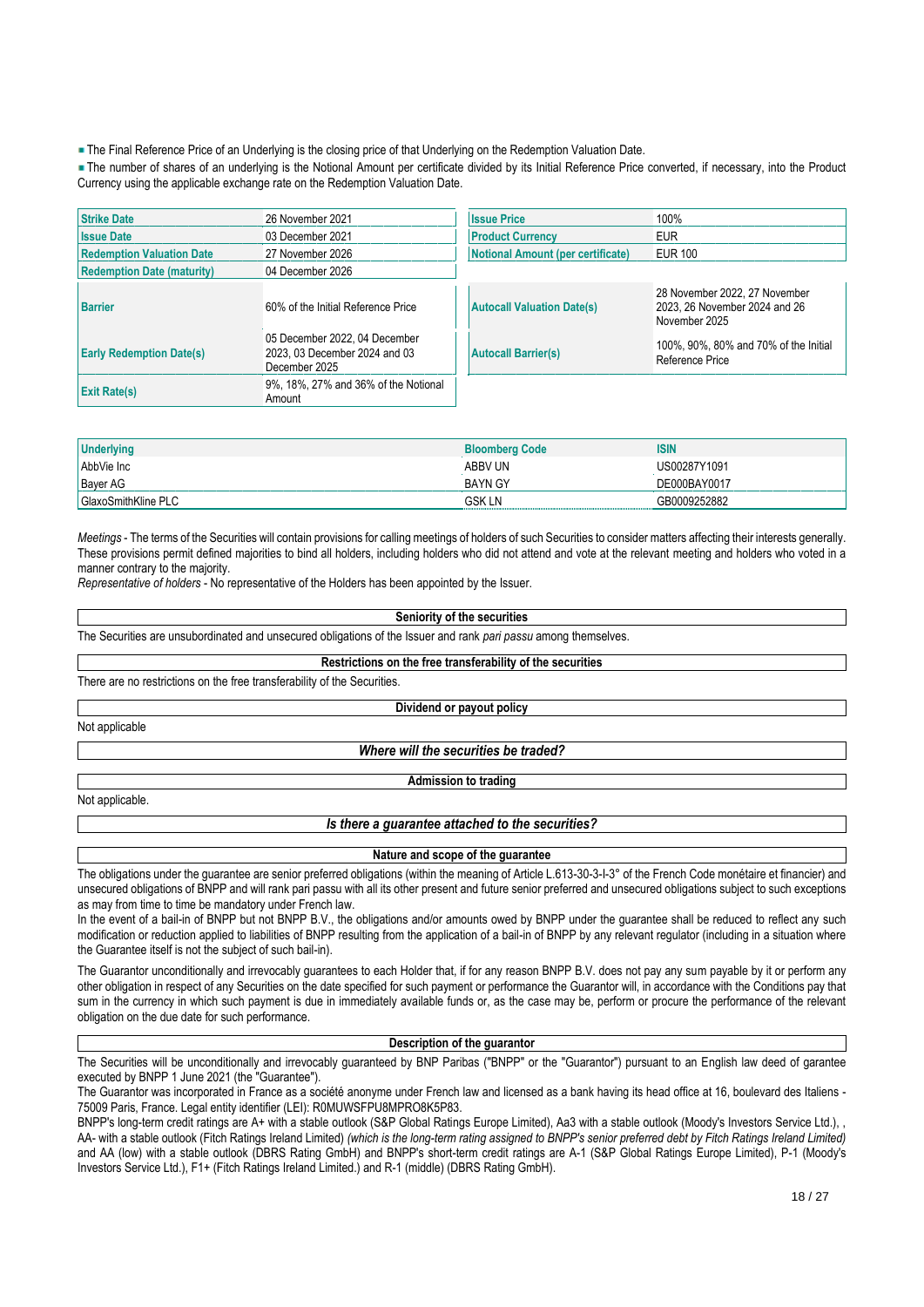- The Final Reference Price of an Underlying is the closing price of that Underlying on the Redemption Valuation Date.
- The number of shares of an underlying is the Notional Amount per certificate divided by its Initial Reference Price converted, if necessary, into the Product Currency using the applicable exchange rate on the Redemption Valuation Date.

| | | | |
|---|---|---|---|
| **Strike Date** | 26 November 2021 | **Issue Price** | 100% |
| **Issue Date** | 03 December 2021 | **Product Currency** | EUR |
| **Redemption Valuation Date** | 27 November 2026 | **Notional Amount (per certificate)** | EUR 100 |
| **Redemption Date (maturity)** | 04 December 2026 | | |
| **Barrier** | 60% of the Initial Reference Price | **Autocall Valuation Date(s)** | 28 November 2022, 27 November 2023, 26 November 2024 and 26 November 2025 |
| **Early Redemption Date(s)** | 05 December 2022, 04 December 2023, 03 December 2024 and 03 December 2025 | **Autocall Barrier(s)** | 100%, 90%, 80% and 70% of the Initial Reference Price |
| **Exit Rate(s)** | 9%, 18%, 27% and 36% of the Notional Amount | | |

| Underlying | Bloomberg Code | ISIN |
|---|---|---|
| AbbVie Inc | ABBV UN | US00287Y1091 |
| Bayer AG | BAYN GY | DE000BAY0017 |
| GlaxoSmithKline PLC | GSK LN | GB0009252882 |

*Meetings* - The terms of the Securities will contain provisions for calling meetings of holders of such Securities to consider matters affecting their interests generally. These provisions permit defined majorities to bind all holders, including holders who did not attend and vote at the relevant meeting and holders who voted in a manner contrary to the majority.
*Representative of holders* - No representative of the Holders has been appointed by the Issuer.

**Seniority of the securities**

The Securities are unsubordinated and unsecured obligations of the Issuer and rank *pari passu* among themselves.

**Restrictions on the free transferability of the securities**

There are no restrictions on the free transferability of the Securities.

**Dividend or payout policy**

Not applicable

***Where will the securities be traded?***

**Admission to trading**

Not applicable.

***Is there a guarantee attached to the securities?***

**Nature and scope of the guarantee**

The obligations under the guarantee are senior preferred obligations (within the meaning of Article L.613-30-3-I-3° of the French Code monétaire et financier) and unsecured obligations of BNPP and will rank pari passu with all its other present and future senior preferred and unsecured obligations subject to such exceptions as may from time to time be mandatory under French law.
In the event of a bail-in of BNPP but not BNPP B.V., the obligations and/or amounts owed by BNPP under the guarantee shall be reduced to reflect any such modification or reduction applied to liabilities of BNPP resulting from the application of a bail-in of BNPP by any relevant regulator (including in a situation where the Guarantee itself is not the subject of such bail-in).

The Guarantor unconditionally and irrevocably guarantees to each Holder that, if for any reason BNPP B.V. does not pay any sum payable by it or perform any other obligation in respect of any Securities on the date specified for such payment or performance the Guarantor will, in accordance with the Conditions pay that sum in the currency in which such payment is due in immediately available funds or, as the case may be, perform or procure the performance of the relevant obligation on the due date for such performance.

**Description of the guarantor**

The Securities will be unconditionally and irrevocably guaranteed by BNP Paribas ("BNPP" or the "Guarantor") pursuant to an English law deed of garantee executed by BNPP 1 June 2021 (the "Guarantee").
The Guarantor was incorporated in France as a société anonyme under French law and licensed as a bank having its head office at 16, boulevard des Italiens - 75009 Paris, France. Legal entity identifier (LEI): R0MUWSFPU8MPRO8K5P83.
BNPP's long-term credit ratings are A+ with a stable outlook (S&P Global Ratings Europe Limited), Aa3 with a stable outlook (Moody's Investors Service Ltd.), , AA- with a stable outlook (Fitch Ratings Ireland Limited) *(which is the long-term rating assigned to BNPP's senior preferred debt by Fitch Ratings Ireland Limited)* and AA (low) with a stable outlook (DBRS Rating GmbH) and BNPP's short-term credit ratings are A-1 (S&P Global Ratings Europe Limited), P-1 (Moody's Investors Service Ltd.), F1+ (Fitch Ratings Ireland Limited.) and R-1 (middle) (DBRS Rating GmbH).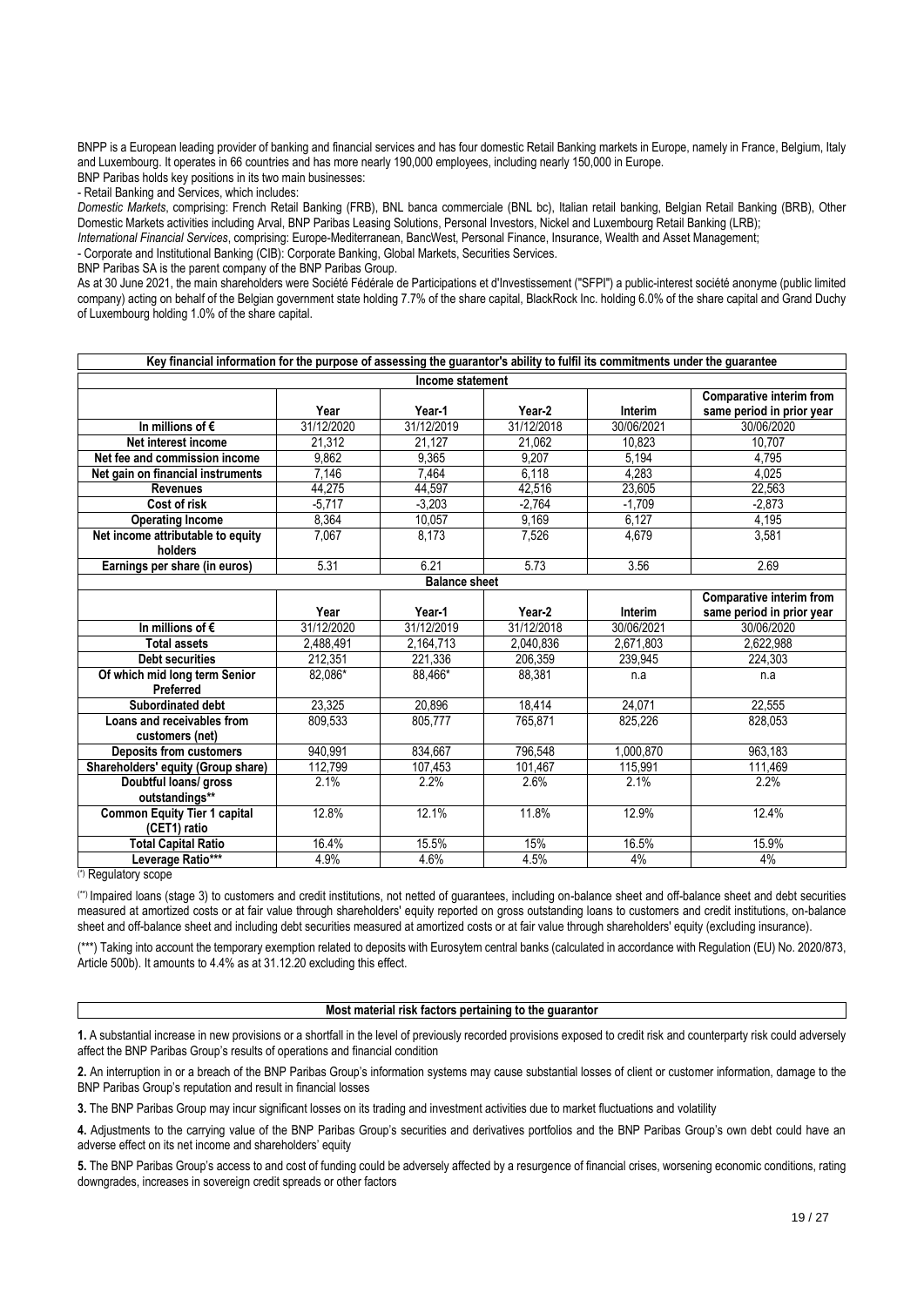BNPP is a European leading provider of banking and financial services and has four domestic Retail Banking markets in Europe, namely in France, Belgium, Italy and Luxembourg. It operates in 66 countries and has more nearly 190,000 employees, including nearly 150,000 in Europe.

BNP Paribas holds key positions in its two main businesses:

- Retail Banking and Services, which includes:

*Domestic Markets*, comprising: French Retail Banking (FRB), BNL banca commerciale (BNL bc), Italian retail banking, Belgian Retail Banking (BRB), Other Domestic Markets activities including Arval, BNP Paribas Leasing Solutions, Personal Investors, Nickel and Luxembourg Retail Banking (LRB);

*International Financial Services*, comprising: Europe-Mediterranean, BancWest, Personal Finance, Insurance, Wealth and Asset Management;

- Corporate and Institutional Banking (CIB): Corporate Banking, Global Markets, Securities Services.

BNP Paribas SA is the parent company of the BNP Paribas Group.

As at 30 June 2021, the main shareholders were Société Fédérale de Participations et d'Investissement ("SFPI") a public-interest société anonyme (public limited company) acting on behalf of the Belgian government state holding 7.7% of the share capital, BlackRock Inc. holding 6.0% of the share capital and Grand Duchy of Luxembourg holding 1.0% of the share capital.

**Key financial information for the purpose of assessing the guarantor's ability to fulfil its commitments under the guarantee**

**Income statement**

| | Year | Year-1 | Year-2 | Interim | Comparative interim from same period in prior year |
|---|---|---|---|---|---|
| In millions of € | 31/12/2020 | 31/12/2019 | 31/12/2018 | 30/06/2021 | 30/06/2020 |
| Net interest income | 21,312 | 21,127 | 21,062 | 10,823 | 10,707 |
| Net fee and commission income | 9,862 | 9,365 | 9,207 | 5,194 | 4,795 |
| Net gain on financial instruments | 7,146 | 7,464 | 6,118 | 4,283 | 4,025 |
| Revenues | 44,275 | 44,597 | 42,516 | 23,605 | 22,563 |
| Cost of risk | -5,717 | -3,203 | -2,764 | -1,709 | -2,873 |
| Operating Income | 8,364 | 10,057 | 9,169 | 6,127 | 4,195 |
| Net income attributable to equity holders | 7,067 | 8,173 | 7,526 | 4,679 | 3,581 |
| Earnings per share (in euros) | 5.31 | 6.21 | 5.73 | 3.56 | 2.69 |

**Balance sheet**

| | Year | Year-1 | Year-2 | Interim | Comparative interim from same period in prior year |
|---|---|---|---|---|---|
| In millions of € | 31/12/2020 | 31/12/2019 | 31/12/2018 | 30/06/2021 | 30/06/2020 |
| Total assets | 2,488,491 | 2,164,713 | 2,040,836 | 2,671,803 | 2,622,988 |
| Debt securities | 212,351 | 221,336 | 206,359 | 239,945 | 224,303 |
| Of which mid long term Senior Preferred | 82,086* | 88,466* | 88,381 | n.a | n.a |
| Subordinated debt | 23,325 | 20,896 | 18,414 | 24,071 | 22,555 |
| Loans and receivables from customers (net) | 809,533 | 805,777 | 765,871 | 825,226 | 828,053 |
| Deposits from customers | 940,991 | 834,667 | 796,548 | 1,000,870 | 963,183 |
| Shareholders' equity (Group share) | 112,799 | 107,453 | 101,467 | 115,991 | 111,469 |
| Doubtful loans/ gross outstandings** | 2.1% | 2.2% | 2.6% | 2.1% | 2.2% |
| Common Equity Tier 1 capital (CET1) ratio | 12.8% | 12.1% | 11.8% | 12.9% | 12.4% |
| Total Capital Ratio | 16.4% | 15.5% | 15% | 16.5% | 15.9% |
| Leverage Ratio*** | 4.9% | 4.6% | 4.5% | 4% | 4% |

(*) Regulatory scope

(**) Impaired loans (stage 3) to customers and credit institutions, not netted of guarantees, including on-balance sheet and off-balance sheet and debt securities measured at amortized costs or at fair value through shareholders' equity reported on gross outstanding loans to customers and credit institutions, on-balance sheet and off-balance sheet and including debt securities measured at amortized costs or at fair value through shareholders' equity (excluding insurance).

(***) Taking into account the temporary exemption related to deposits with Eurosytem central banks (calculated in accordance with Regulation (EU) No. 2020/873, Article 500b). It amounts to 4.4% as at 31.12.20 excluding this effect.

**Most material risk factors pertaining to the guarantor**

**1.** A substantial increase in new provisions or a shortfall in the level of previously recorded provisions exposed to credit risk and counterparty risk could adversely affect the BNP Paribas Group's results of operations and financial condition

**2.** An interruption in or a breach of the BNP Paribas Group's information systems may cause substantial losses of client or customer information, damage to the BNP Paribas Group's reputation and result in financial losses

**3.** The BNP Paribas Group may incur significant losses on its trading and investment activities due to market fluctuations and volatility

**4.** Adjustments to the carrying value of the BNP Paribas Group's securities and derivatives portfolios and the BNP Paribas Group's own debt could have an adverse effect on its net income and shareholders' equity

**5.** The BNP Paribas Group's access to and cost of funding could be adversely affected by a resurgence of financial crises, worsening economic conditions, rating downgrades, increases in sovereign credit spreads or other factors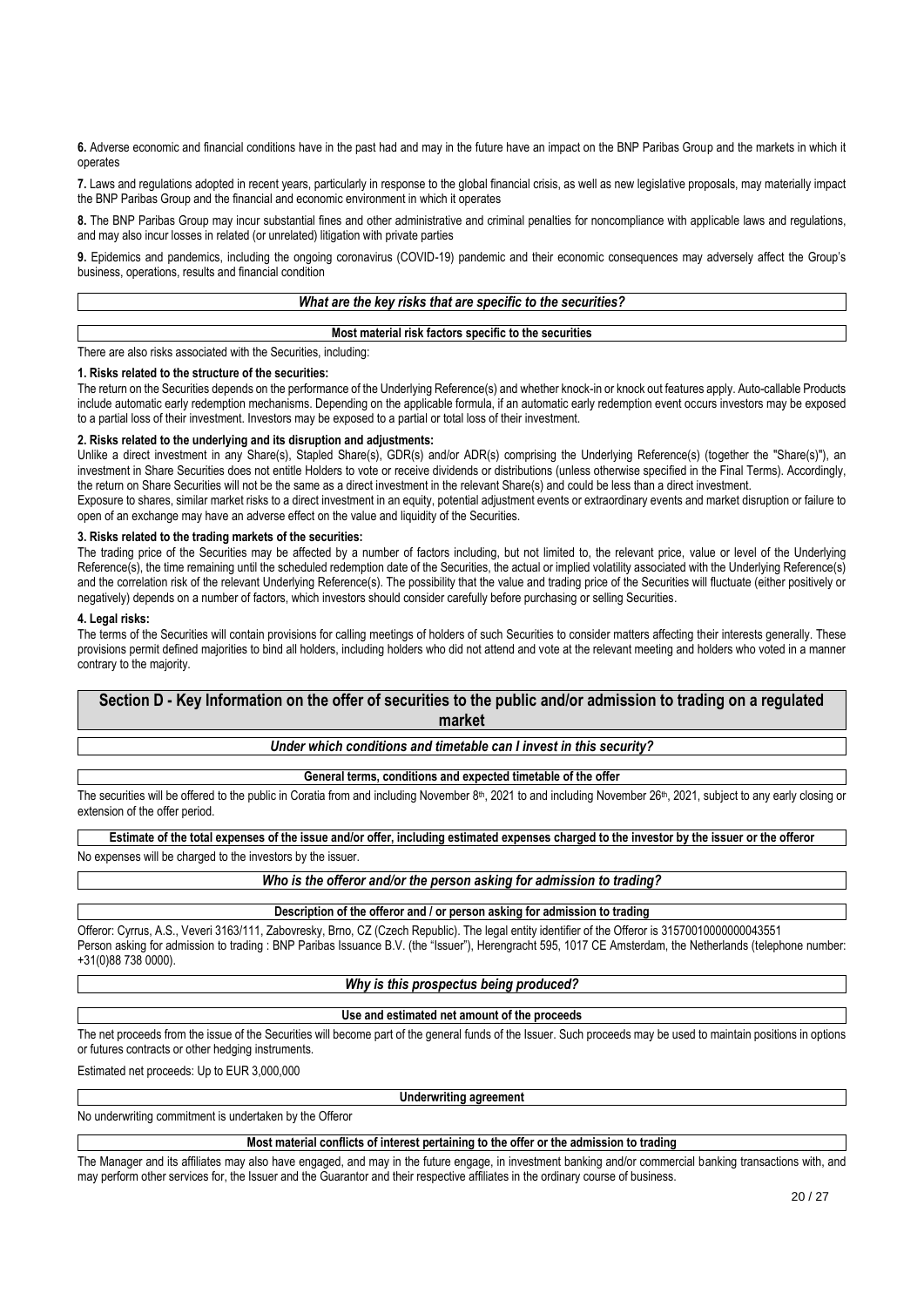**6.** Adverse economic and financial conditions have in the past had and may in the future have an impact on the BNP Paribas Group and the markets in which it operates

**7.** Laws and regulations adopted in recent years, particularly in response to the global financial crisis, as well as new legislative proposals, may materially impact the BNP Paribas Group and the financial and economic environment in which it operates

**8.** The BNP Paribas Group may incur substantial fines and other administrative and criminal penalties for noncompliance with applicable laws and regulations, and may also incur losses in related (or unrelated) litigation with private parties

**9.** Epidemics and pandemics, including the ongoing coronavirus (COVID-19) pandemic and their economic consequences may adversely affect the Group's business, operations, results and financial condition

### *What are the key risks that are specific to the securities?*

**Most material risk factors specific to the securities**

There are also risks associated with the Securities, including:

**1. Risks related to the structure of the securities:**

The return on the Securities depends on the performance of the Underlying Reference(s) and whether knock-in or knock out features apply. Auto-callable Products include automatic early redemption mechanisms. Depending on the applicable formula, if an automatic early redemption event occurs investors may be exposed to a partial loss of their investment. Investors may be exposed to a partial or total loss of their investment.

**2. Risks related to the underlying and its disruption and adjustments:**

Unlike a direct investment in any Share(s), Stapled Share(s), GDR(s) and/or ADR(s) comprising the Underlying Reference(s) (together the "Share(s)"), an investment in Share Securities does not entitle Holders to vote or receive dividends or distributions (unless otherwise specified in the Final Terms). Accordingly, the return on Share Securities will not be the same as a direct investment in the relevant Share(s) and could be less than a direct investment.

Exposure to shares, similar market risks to a direct investment in an equity, potential adjustment events or extraordinary events and market disruption or failure to open of an exchange may have an adverse effect on the value and liquidity of the Securities.

**3. Risks related to the trading markets of the securities:**

The trading price of the Securities may be affected by a number of factors including, but not limited to, the relevant price, value or level of the Underlying Reference(s), the time remaining until the scheduled redemption date of the Securities, the actual or implied volatility associated with the Underlying Reference(s) and the correlation risk of the relevant Underlying Reference(s). The possibility that the value and trading price of the Securities will fluctuate (either positively or negatively) depends on a number of factors, which investors should consider carefully before purchasing or selling Securities.

**4. Legal risks:**

The terms of the Securities will contain provisions for calling meetings of holders of such Securities to consider matters affecting their interests generally. These provisions permit defined majorities to bind all holders, including holders who did not attend and vote at the relevant meeting and holders who voted in a manner contrary to the majority.

## Section D - Key Information on the offer of securities to the public and/or admission to trading on a regulated market

### *Under which conditions and timetable can I invest in this security?*

**General terms, conditions and expected timetable of the offer**

The securities will be offered to the public in Coratia from and including November 8th, 2021 to and including November 26th, 2021, subject to any early closing or extension of the offer period.

**Estimate of the total expenses of the issue and/or offer, including estimated expenses charged to the investor by the issuer or the offeror**

No expenses will be charged to the investors by the issuer.

### *Who is the offeror and/or the person asking for admission to trading?*

**Description of the offeror and / or person asking for admission to trading**

Offeror: Cyrrus, A.S., Veveri 3163/111, Zabovresky, Brno, CZ (Czech Republic). The legal entity identifier of the Offeror is 31570010000000043551

Person asking for admission to trading : BNP Paribas Issuance B.V. (the "Issuer"), Herengracht 595, 1017 CE Amsterdam, the Netherlands (telephone number: +31(0)88 738 0000).

### *Why is this prospectus being produced?*

**Use and estimated net amount of the proceeds**

The net proceeds from the issue of the Securities will become part of the general funds of the Issuer. Such proceeds may be used to maintain positions in options or futures contracts or other hedging instruments.

Estimated net proceeds: Up to EUR 3,000,000

**Underwriting agreement**

No underwriting commitment is undertaken by the Offeror

**Most material conflicts of interest pertaining to the offer or the admission to trading**

The Manager and its affiliates may also have engaged, and may in the future engage, in investment banking and/or commercial banking transactions with, and may perform other services for, the Issuer and the Guarantor and their respective affiliates in the ordinary course of business.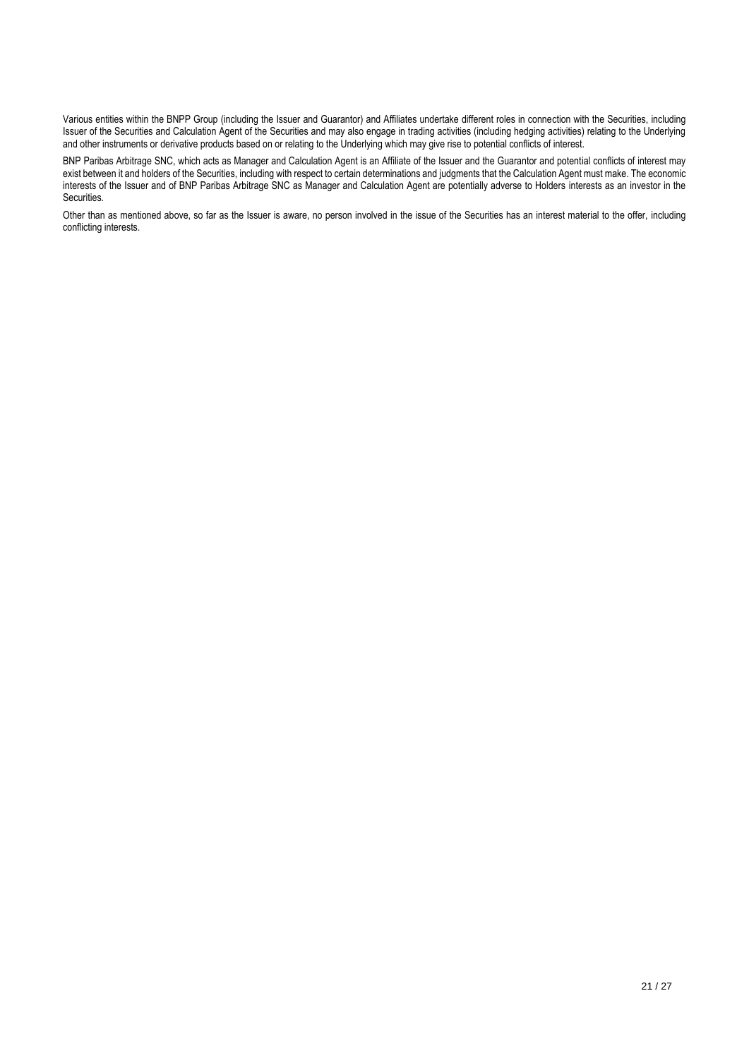Various entities within the BNPP Group (including the Issuer and Guarantor) and Affiliates undertake different roles in connection with the Securities, including Issuer of the Securities and Calculation Agent of the Securities and may also engage in trading activities (including hedging activities) relating to the Underlying and other instruments or derivative products based on or relating to the Underlying which may give rise to potential conflicts of interest.

BNP Paribas Arbitrage SNC, which acts as Manager and Calculation Agent is an Affiliate of the Issuer and the Guarantor and potential conflicts of interest may exist between it and holders of the Securities, including with respect to certain determinations and judgments that the Calculation Agent must make. The economic interests of the Issuer and of BNP Paribas Arbitrage SNC as Manager and Calculation Agent are potentially adverse to Holders interests as an investor in the Securities.

Other than as mentioned above, so far as the Issuer is aware, no person involved in the issue of the Securities has an interest material to the offer, including conflicting interests.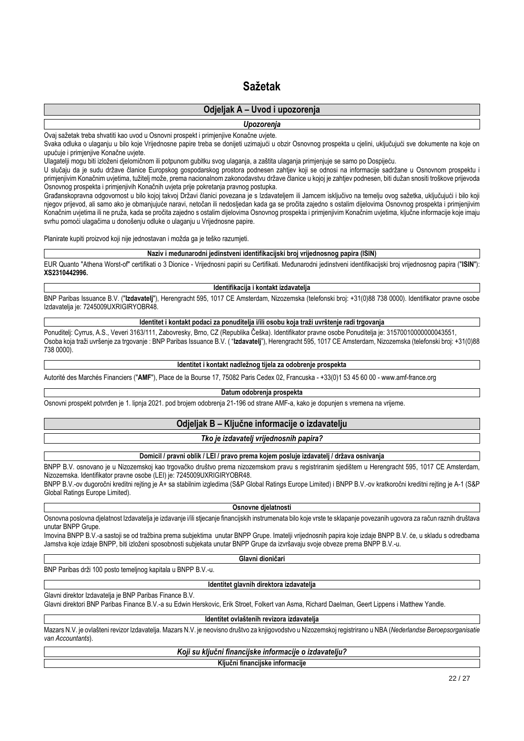# Sažetak

## Odjeljak A – Uvod i upozorenja

### *Upozorenja*

Ovaj sažetak treba shvatiti kao uvod u Osnovni prospekt i primjenjive Konačne uvjete.

Svaka odluka o ulaganju u bilo koje Vrijednosne papire treba se donijeti uzimajući u obzir Osnovnog prospekta u cjelini, uključujući sve dokumente na koje on upućuje i primjenjive Konačne uvjete.

Ulagatelji mogu biti izloženi djelomičnom ili potpunom gubitku svog ulaganja, a zaštita ulaganja primjenjuje se samo po Dospijeću.

U slučaju da je sudu države članice Europskog gospodarskog prostora podnesen zahtjev koji se odnosi na informacije sadržane u Osnovnom prospektu i primjenjivim Konačnim uvjetima, tužitelj može, prema nacionalnom zakonodavstvu države članice u kojoj je zahtjev podnesen, biti dužan snositi troškove prijevoda Osnovnog prospekta i primjenjivih Konačnih uvjeta prije pokretanja pravnog postupka.

Građanskopravna odgovornost u bilo kojoj takvoj Državi članici povezana je s Izdavateljem ili Jamcem isključivo na temelju ovog sažetka, uključujući i bilo koji njegov prijevod, ali samo ako je obmanjujuće naravi, netočan ili nedosljedan kada ga se pročita zajedno s ostalim dijelovima Osnovnog prospekta i primjenjivim Konačnim uvjetima ili ne pruža, kada se pročita zajedno s ostalim dijelovima Osnovnog prospekta i primjenjivim Konačnim uvjetima, ključne informacije koje imaju svrhu pomoći ulagačima u donošenju odluke o ulaganju u Vrijednosne papire.

Planirate kupiti proizvod koji nije jednostavan i možda ga je teško razumjeti.

#### Naziv i međunarodni jedinstveni identifikacijski broj vrijednosnog papira (ISIN)

EUR Quanto "Athena Worst-of" certifikati o 3 Dionice - Vrijednosni papiri su Certifikati. Međunarodni jedinstveni identifikacijski broj vrijednosnog papira ("**ISIN**"): **XS2310442996.**

#### Identifikacija i kontakt izdavatelja

BNP Paribas Issuance B.V. ("**Izdavatelj**"), Herengracht 595, 1017 CE Amsterdam, Nizozemska (telefonski broj: +31(0)88 738 0000). Identifikator pravne osobe Izdavatelja je: 7245009UXRIGIRYOBR48.

#### Identitet i kontakt podaci za ponuditelja i/ili osobu koja traži uvrštenje radi trgovanja

Ponuditelj: Cyrrus, A.S., Veveri 3163/111, Zabovresky, Brno, CZ (Republika Češka). Identifikator pravne osobe Ponuditelja je: 31570010000000043551,
Osoba koja traži uvrštenje za trgovanje : BNP Paribas Issuance B.V. ( "**Izdavatelj**"), Herengracht 595, 1017 CE Amsterdam, Nizozemska (telefonski broj: +31(0)88 738 0000).

#### Identitet i kontakt nadležnog tijela za odobrenje prospekta

Autorité des Marchés Financiers ("**AMF**"), Place de la Bourse 17, 75082 Paris Cedex 02, Francuska - +33(0)1 53 45 60 00 - www.amf-france.org

#### Datum odobrenja prospekta

Osnovni prospekt potvrđen je 1. lipnja 2021. pod brojem odobrenja 21-196 od strane AMF-a, kako je dopunjen s vremena na vrijeme.

## Odjeljak B – Ključne informacije o izdavatelju

### *Tko je izdavatelj vrijednosnih papira?*

#### Domicil / pravni oblik / LEI / pravo prema kojem posluje izdavatelj / država osnivanja

BNPP B.V. osnovano je u Nizozemskoj kao trgovačko društvo prema nizozemskom pravu s registriranim sjedištem u Herengracht 595, 1017 CE Amsterdam, Nizozemska. Identifikator pravne osobe (LEI) je: 7245009UXRIGIRYOBR48.

BNPP B.V.-ov dugoročni kreditni rejting je A+ sa stabilnim izgledima (S&P Global Ratings Europe Limited) i BNPP B.V.-ov kratkoročni kreditni rejting je A-1 (S&P Global Ratings Europe Limited).

#### Osnovne djelatnosti

Osnovna poslovna djelatnost Izdavatelja je izdavanje i/ili stjecanje financijskih instrumenata bilo koje vrste te sklapanje povezanih ugovora za račun raznih društava unutar BNPP Grupe.

Imovina BNPP B.V.-a sastoji se od tražbina prema subjektima unutar BNPP Grupe. Imatelji vrijednosnih papira koje izdaje BNPP B.V. će, u skladu s odredbama Jamstva koje izdaje BNPP, biti izloženi sposobnosti subjekata unutar BNPP Grupe da izvršavaju svoje obveze prema BNPP B.V.-u.

#### Glavni dioničari

BNP Paribas drži 100 posto temeljnog kapitala u BNPP B.V.-u.

#### Identitet glavnih direktora izdavatelja

Glavni direktor Izdavatelja je BNP Paribas Finance B.V.

Glavni direktori BNP Paribas Finance B.V.-a su Edwin Herskovic, Erik Stroet, Folkert van Asma, Richard Daelman, Geert Lippens i Matthew Yandle.

#### Identitet ovlaštenih revizora izdavatelja

Mazars N.V. je ovlašteni revizor Izdavatelja. Mazars N.V. je neovisno društvo za knjigovodstvo u Nizozemskoj registrirano u NBA (*Nederlandse Beroepsorganisatie van Accountants*).

### *Koji su ključni financijske informacije o izdavatelju?*

#### Ključni financijske informacije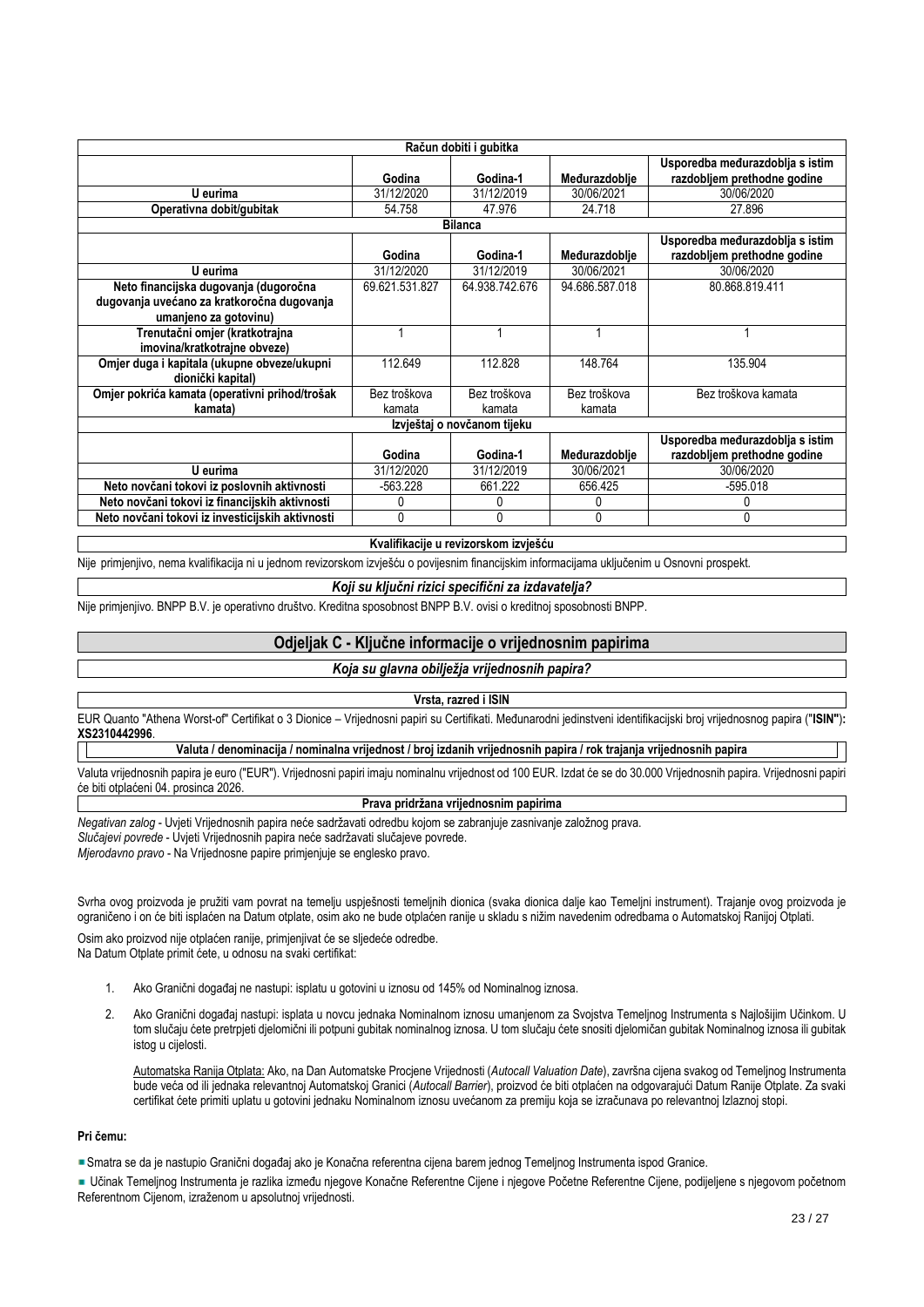| Račun dobiti i gubitka | | | | |
|---|---|---|---|---|
| | Godina | Godina-1 | Međurazdoblje | Usporedba međurazdoblja s istim razdobljem prethodne godine |
| U eurima | 31/12/2020 | 31/12/2019 | 30/06/2021 | 30/06/2020 |
| Operativna dobit/gubitak | 54.758 | 47.976 | 24.718 | 27.896 |

| Bilanca | | | | |
|---|---|---|---|---|
| | Godina | Godina-1 | Međurazdoblje | Usporedba međurazdoblja s istim razdobljem prethodne godine |
| U eurima | 31/12/2020 | 31/12/2019 | 30/06/2021 | 30/06/2020 |
| Neto financijska dugovanja (dugoročna dugovanja uvećano za kratkoročna dugovanja umanjeno za gotovinu) | 69.621.531.827 | 64.938.742.676 | 94.686.587.018 | 80.868.819.411 |
| Trenutačni omjer (kratkotrajna imovina/kratkotrajne obveze) | 1 | 1 | 1 | 1 |
| Omjer duga i kapitala (ukupne obveze/ukupni dionički kapital) | 112.649 | 112.828 | 148.764 | 135.904 |
| Omjer pokrića kamata (operativni prihod/trošak kamata) | Bez troškova kamata | Bez troškova kamata | Bez troškova kamata | Bez troškova kamata |

| Izvještaj o novčanom tijeku | | | | |
|---|---|---|---|---|
| | Godina | Godina-1 | Međurazdoblje | Usporedba međurazdoblja s istim razdobljem prethodne godine |
| U eurima | 31/12/2020 | 31/12/2019 | 30/06/2021 | 30/06/2020 |
| Neto novčani tokovi iz poslovnih aktivnosti | -563.228 | 661.222 | 656.425 | -595.018 |
| Neto novčani tokovi iz financijskih aktivnosti | 0 | 0 | 0 | 0 |
| Neto novčani tokovi iz investicijskih aktivnosti | 0 | 0 | 0 | 0 |

**Kvalifikacije u revizorskom izvješću**

Nije primjenjivo, nema kvalifikacija ni u jednom revizorskom izvješću o povijesnim financijskim informacijama uključenim u Osnovni prospekt.

***Koji su ključni rizici specifični za izdavatelja?***

Nije primjenjivo. BNPP B.V. je operativno društvo. Kreditna sposobnost BNPP B.V. ovisi o kreditnoj sposobnosti BNPP.

## Odjeljak C - Ključne informacije o vrijednosnim papirima

***Koja su glavna obilježja vrijednosnih papira?***

**Vrsta, razred i ISIN**

EUR Quanto "Athena Worst-of" Certifikat o 3 Dionice – Vrijednosni papiri su Certifikati. Međunarodni jedinstveni identifikacijski broj vrijednosnog papira ("**ISIN**"): **XS2310442996**.

**Valuta / denominacija / nominalna vrijednost / broj izdanih vrijednosnih papira / rok trajanja vrijednosnih papira**

Valuta vrijednosnih papira je euro ("EUR"). Vrijednosni papiri imaju nominalnu vrijednost od 100 EUR. Izdat će se do 30.000 Vrijednosnih papira. Vrijednosni papiri će biti otplaćeni 04. prosinca 2026.

**Prava pridržana vrijednosnim papirima**

*Negativan zalog* - Uvjeti Vrijednosnih papira neće sadržavati odredbu kojom se zabranjuje zasnivanje založnog prava.

*Slučajevi povrede* - Uvjeti Vrijednosnih papira neće sadržavati slučajeve povrede.

*Mjerodavno pravo* - Na Vrijednosne papire primjenjuje se englesko pravo.

Svrha ovog proizvoda je pružiti vam povrat na temelju uspješnosti temeljnih dionica (svaka dionica dalje kao Temeljni instrument). Trajanje ovog proizvoda je ograničeno i on će biti isplaćen na Datum otplate, osim ako ne bude otplaćen ranije u skladu s nižim navedenim odredbama o Automatskoj Ranijoj Otplati.

Osim ako proizvod nije otplaćen ranije, primjenjivat će se sljedeće odredbe.
Na Datum Otplate primit ćete, u odnosu na svaki certifikat:

1. Ako Granični događaj ne nastupi: isplatu u gotovini u iznosu od 145% od Nominalnog iznosa.

2. Ako Granični događaj nastupi: isplata u novcu jednaka Nominalnom iznosu umanjenom za Svojstva Temeljnog Instrumenta s Najlošijim Učinkom. U tom slučaju ćete pretrpjeti djelomični ili potpuni gubitak nominalnog iznosa. U tom slučaju ćete snositi djelomičan gubitak Nominalnog iznosa ili gubitak istog u cijelosti.

   Automatska Ranija Otplata: Ako, na Dan Automatske Procjene Vrijednosti (*Autocall Valuation Date*), završna cijena svakog od Temeljnog Instrumenta bude veća od ili jednaka relevantnoj Automatskoj Granici (*Autocall Barrier*), proizvod će biti otplaćen na odgovarajući Datum Ranije Otplate. Za svaki certifikat ćete primiti uplatu u gotovini jednaku Nominalnom iznosu uvećanom za premiju koja se izračunava po relevantnoj Izlaznoj stopi.

**Pri čemu:**

- Smatra se da je nastupio Granični događaj ako je Konačna referentna cijena barem jednog Temeljnog Instrumenta ispod Granice.
- Učinak Temeljnog Instrumenta je razlika između njegove Konačne Referentne Cijene i njegove Početne Referentne Cijene, podijeljene s njegovom početnom Referentnom Cijenom, izraženom u apsolutnoj vrijednosti.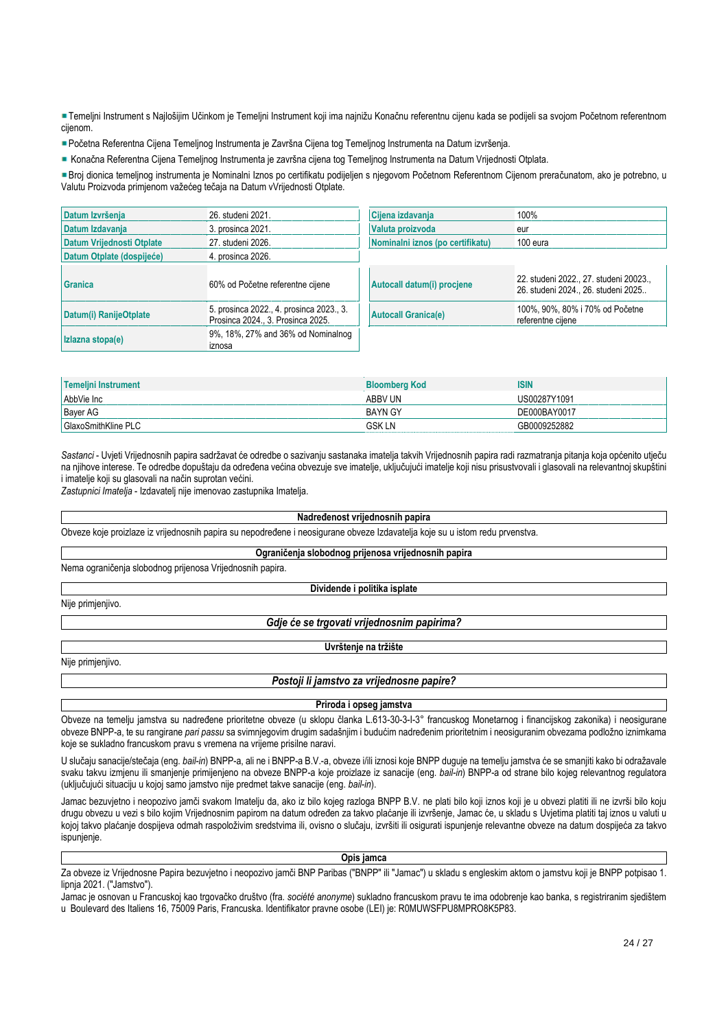- Temeljni Instrument s Najlošijim Učinkom je Temeljni Instrument koji ima najnižu Konačnu referentnu cijenu kada se podijeli sa svojom Početnom referentnom cijenom.
- Početna Referentna Cijena Temeljnog Instrumenta je Završna Cijena tog Temeljnog Instrumenta na Datum izvršenja.
- Konačna Referentna Cijena Temeljnog Instrumenta je završna cijena tog Temeljnog Instrumenta na Datum Vrijednosti Otplata.
- Broj dionica temeljnog instrumenta je Nominalni Iznos po certifikatu podijeljen s njegovom Početnom Referentnom Cijenom preračunatom, ako je potrebno, u Valutu Proizvoda primjenom važećeg tečaja na Datum vVrijednosti Otplate.

| | | | |
|---|---|---|---|
| Datum Izvršenja | 26. studeni 2021. | Cijena izdavanja | 100% |
| Datum Izdavanja | 3. prosinca 2021. | Valuta proizvoda | eur |
| Datum Vrijednosti Otplate | 27. studeni 2026. | Nominalni iznos (po certifikatu) | 100 eura |
| Datum Otplate (dospijeće) | 4. prosinca 2026. | | |
| Granica | 60% od Početne referentne cijene | Autocall datum(i) procjene | 22. studeni 2022., 27. studeni 20023., 26. studeni 2024., 26. studeni 2025.. |
| Datum(i) RanijeOtplate | 5. prosinca 2022., 4. prosinca 2023., 3. Prosinca 2024., 3. Prosinca 2025. | Autocall Granica(e) | 100%, 90%, 80% i 70% od Početne referentne cijene |
| Izlazna stopa(e) | 9%, 18%, 27% and 36% od Nominalnog iznosa | | |

| Temeljni Instrument | Bloomberg Kod | ISIN |
|---|---|---|
| AbbVie Inc | ABBV UN | US00287Y1091 |
| Bayer AG | BAYN GY | DE000BAY0017 |
| GlaxoSmithKline PLC | GSK LN | GB0009252882 |

*Sastanci* - Uvjeti Vrijednosnih papira sadržavat će odredbe o sazivanju sastanaka imatelja takvih Vrijednosnih papira radi razmatranja pitanja koja općenito utječu na njihove interese. Te odredbe dopuštaju da određena većina obvezuje sve imatelje, uključujući imatelje koji nisu prisustvovali i glasovali na relevantnoj skupštini i imatelje koji su glasovali na način suprotan većini.
*Zastupnici Imatelja* - Izdavatelj nije imenovao zastupnika Imatelja.

**Nadređenost vrijednosnih papira**

Obveze koje proizlaze iz vrijednosnih papira su nepodređene i neosigurane obveze Izdavatelja koje su u istom redu prvenstva.

**Ograničenja slobodnog prijenosa vrijednosnih papira**

Nema ograničenja slobodnog prijenosa Vrijednosnih papira.

**Dividende i politika isplate**

Nije primjenjivo.

### *Gdje će se trgovati vrijednosnim papirima?*

**Uvrštenje na tržište**

Nije primjenjivo.

### *Postoji li jamstvo za vrijednosne papire?*

**Priroda i opseg jamstva**

Obveze na temelju jamstva su nadređene prioritetne obveze (u sklopu članka L.613-30-3-I-3° francuskog Monetarnog i financijskog zakonika) i neosigurane obveze BNPP-a, te su rangirane *pari passu* sa svimnjegovim drugim sadašnjim i budućim nadređenim prioritetnim i neosiguranim obvezama podložno iznimkama koje se sukladno francuskom pravu s vremena na vrijeme prisilne naravi.

U slučaju sanacije/stečaja (eng. *bail-in*) BNPP-a, ali ne i BNPP-a B.V.-a, obveze i/ili iznosi koje BNPP duguje na temelju jamstva će se smanjiti kako bi odražavale svaku takvu izmjenu ili smanjenje primijenjeno na obveze BNPP-a koje proizlaze iz sanacije (eng. *bail-in*) BNPP-a od strane bilo kojeg relevantnog regulatora (uključujući situaciju u kojoj samo jamstvo nije predmet takve sanacije (eng. *bail-in*).

Jamac bezuvjetno i neopozivo jamči svakom Imatelju da, ako iz bilo kojeg razloga BNPP B.V. ne plati bilo koji iznos koji je u obvezi platiti ili ne izvrši bilo koju drugu obvezu u vezi s bilo kojim Vrijednosnim papirom na datum određen za takvo plaćanje ili izvršenje, Jamac će, u skladu s Uvjetima platiti taj iznos u valuti u kojoj takvo plaćanje dospijeva odmah raspoloživim sredstvima ili, ovisno o slučaju, izvršiti ili osigurati ispunjenje relevantne obveze na datum dospijeća za takvo ispunjenje.

**Opis jamca**

Za obveze iz Vrijednosne Papira bezuvjetno i neopozivo jamči BNP Paribas ("BNPP" ili "Jamac") u skladu s engleskim aktom o jamstvu koji je BNPP potpisao 1. lipnja 2021. ("Jamstvo").
Jamac je osnovan u Francuskoj kao trgovačko društvo (fra. *société anonyme*) sukladno francuskom pravu te ima odobrenje kao banka, s registriranim sjedištem u Boulevard des Italiens 16, 75009 Paris, Francuska. Identifikator pravne osobe (LEI) je: R0MUWSFPU8MPRO8K5P83.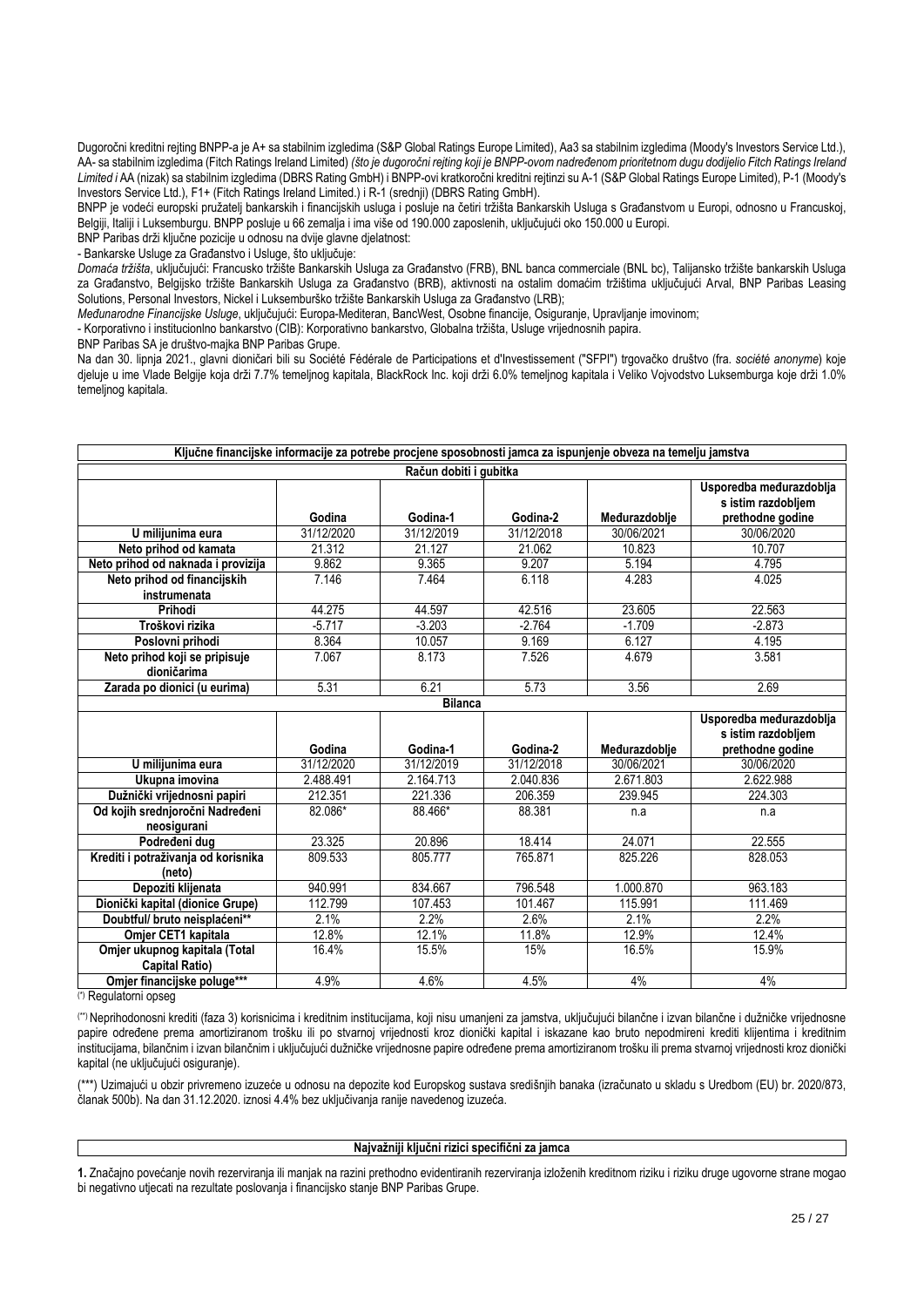Dugoročni kreditni rejting BNPP-a je A+ sa stabilnim izgledima (S&P Global Ratings Europe Limited), Aa3 sa stabilnim izgledima (Moody's Investors Service Ltd.), AA- sa stabilnim izgledima (Fitch Ratings Ireland Limited) *(što je dugoročni rejting koji je BNPP-ovom nadređenom prioritetnom dugu dodijelio Fitch Ratings Ireland Limited i* AA (nizak) sa stabilnim izgledima (DBRS Rating GmbH) i BNPP-ovi kratkoročni kreditni rejtinzi su A-1 (S&P Global Ratings Europe Limited), P-1 (Moody's Investors Service Ltd.), F1+ (Fitch Ratings Ireland Limited.) i R-1 (srednji) (DBRS Rating GmbH).

BNPP je vodeći europski pružatelj bankarskih i financijskih usluga i posluje na četiri tržišta Bankarskih Usluga s Građanstvom u Europi, odnosno u Francuskoj, Belgiji, Italiji i Luksemburgu. BNPP posluje u 66 zemalja i ima više od 190.000 zaposlenih, uključujući oko 150.000 u Europi.

BNP Paribas drži ključne pozicije u odnosu na dvije glavne djelatnost:

- Bankarske Usluge za Građanstvo i Usluge, što uključuje:

*Domaća tržišta*, uključujući: Francusko tržište Bankarskih Usluga za Građanstvo (FRB), BNL banca commerciale (BNL bc), Talijansko tržište bankarskih Usluga za Građanstvo, Belgijsko tržište Bankarskih Usluga za Građanstvo (BRB), aktivnosti na ostalim domaćim tržištima uključujući Arval, BNP Paribas Leasing Solutions, Personal Investors, Nickel i Luksemburško tržište Bankarskih Usluga za Građanstvo (LRB);

*Međunarodne Financijske Usluge*, uključujući: Europa-Mediteran, BancWest, Osobne financije, Osiguranje, Upravljanje imovinom;

- Korporativno i institucionlno bankarstvo (CIB): Korporativno bankarstvo, Globalna tržišta, Usluge vrijednosnih papira.

BNP Paribas SA je društvo-majka BNP Paribas Grupe.

Na dan 30. lipnja 2021., glavni dioničari bili su Société Fédérale de Participations et d'Investissement ("SFPI") trgovačko društvo (fra. *société anonyme*) koje djeluje u ime Vlade Belgije koja drži 7.7% temeljnog kapitala, BlackRock Inc. koji drži 6.0% temeljnog kapitala i Veliko Vojvodstvo Luksemburga koje drži 1.0% temeljnog kapitala.

**Ključne financijske informacije za potrebe procjene sposobnosti jamca za ispunjenje obveza na temelju jamstva**

| Račun dobiti i gubitka | | | | | |
|---|---|---|---|---|---|
| | Godina | Godina-1 | Godina-2 | Međurazdoblje | Usporedba međurazdoblja s istim razdobljem prethodne godine |
| U milijunima eura | 31/12/2020 | 31/12/2019 | 31/12/2018 | 30/06/2021 | 30/06/2020 |
| Neto prihod od kamata | 21.312 | 21.127 | 21.062 | 10.823 | 10.707 |
| Neto prihod od naknada i provizija | 9.862 | 9.365 | 9.207 | 5.194 | 4.795 |
| Neto prihod od financijskih instrumenata | 7.146 | 7.464 | 6.118 | 4.283 | 4.025 |
| Prihodi | 44.275 | 44.597 | 42.516 | 23.605 | 22.563 |
| Troškovi rizika | -5.717 | -3.203 | -2.764 | -1.709 | -2.873 |
| Poslovni prihodi | 8.364 | 10.057 | 9.169 | 6.127 | 4.195 |
| Neto prihod koji se pripisuje dioničarima | 7.067 | 8.173 | 7.526 | 4.679 | 3.581 |
| Zarada po dionici (u eurima) | 5.31 | 6.21 | 5.73 | 3.56 | 2.69 |
| **Bilanca** | | | | | |
| | Godina | Godina-1 | Godina-2 | Međurazdoblje | Usporedba međurazdoblja s istim razdobljem prethodne godine |
| U milijunima eura | 31/12/2020 | 31/12/2019 | 31/12/2018 | 30/06/2021 | 30/06/2020 |
| Ukupna imovina | 2.488.491 | 2.164.713 | 2.040.836 | 2.671.803 | 2.622.988 |
| Dužnički vrijednosni papiri | 212.351 | 221.336 | 206.359 | 239.945 | 224.303 |
| Od kojih srednjoročni Nadređeni neosigurani | 82.086* | 88.466* | 88.381 | n.a | n.a |
| Podređeni dug | 23.325 | 20.896 | 18.414 | 24.071 | 22.555 |
| Krediti i potraživanja od korisnika (neto) | 809.533 | 805.777 | 765.871 | 825.226 | 828.053 |
| Depoziti klijenata | 940.991 | 834.667 | 796.548 | 1.000.870 | 963.183 |
| Dionički kapital (dionice Grupe) | 112.799 | 107.453 | 101.467 | 115.991 | 111.469 |
| Doubtful/ bruto neisplaćeni** | 2.1% | 2.2% | 2.6% | 2.1% | 2.2% |
| Omjer CET1 kapitala | 12.8% | 12.1% | 11.8% | 12.9% | 12.4% |
| Omjer ukupnog kapitala (Total Capital Ratio) | 16.4% | 15.5% | 15% | 16.5% | 15.9% |
| Omjer financijske poluge*** | 4.9% | 4.6% | 4.5% | 4% | 4% |

(*) Regulatorni opseg

(**) Neprihodonosni krediti (faza 3) korisnicima i kreditnim institucijama, koji nisu umanjeni za jamstva, uključujući bilančne i izvan bilančne i dužničke vrijednosne papire određene prema amortiziranom trošku ili po stvarnoj vrijednosti kroz dionički kapital i iskazane kao bruto nepodmireni krediti klijentima i kreditnim institucijama, bilančnim i izvan bilančnim i uključujući dužničke vrijednosne papire određene prema amortiziranom trošku ili prema stvarnoj vrijednosti kroz dionički kapital (ne uključujući osiguranje).

(***) Uzimajući u obzir privremeno izuzeće u odnosu na depozite kod Europskog sustava središnjih banaka (izračunato u skladu s Uredbom (EU) br. 2020/873, članak 500b). Na dan 31.12.2020. iznosi 4.4% bez uključivanja ranije navedenog izuzeća.

**Najvažniji ključni rizici specifični za jamca**

**1.** Značajno povećanje novih rezerviranja ili manjak na razini prethodno evidentiranih rezerviranja izloženih kreditnom riziku i riziku druge ugovorne strane mogao bi negativno utjecati na rezultate poslovanja i financijsko stanje BNP Paribas Grupe.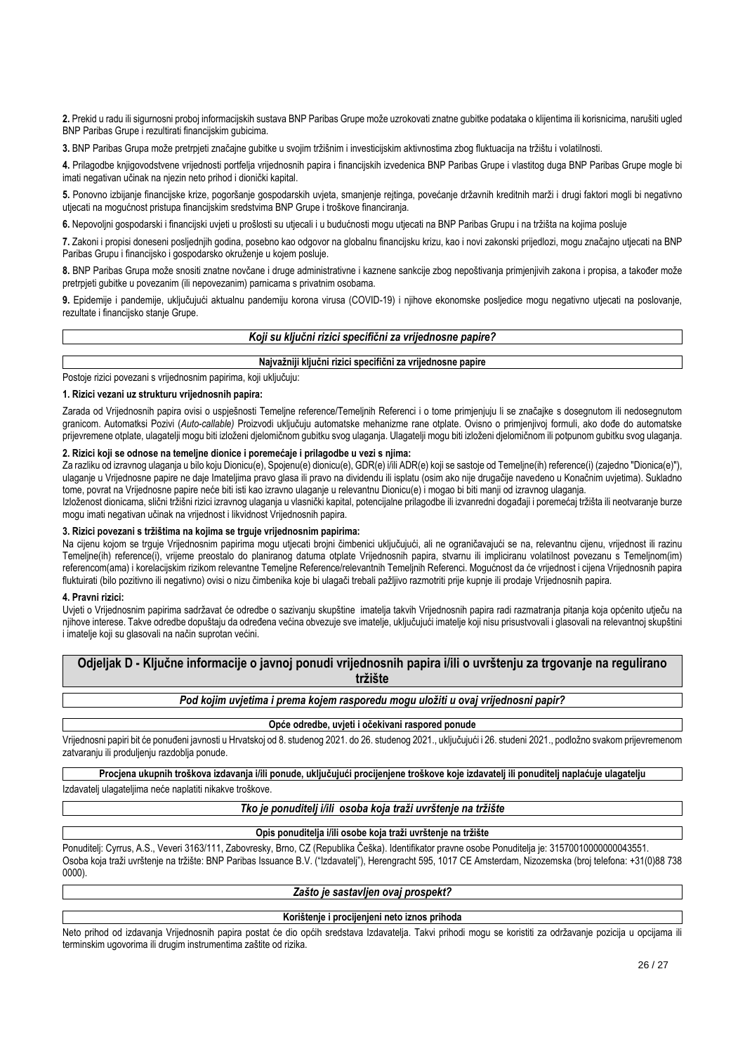**2.** Prekid u radu ili sigurnosni proboj informacijskih sustava BNP Paribas Grupe može uzrokovati znatne gubitke podataka o klijentima ili korisnicima, narušiti ugled BNP Paribas Grupe i rezultirati financijskim gubicima.

**3.** BNP Paribas Grupa može pretrpjeti značajne gubitke u svojim tržišnim i investicijskim aktivnostima zbog fluktuacija na tržištu i volatilnosti.

**4.** Prilagodbe knjigovodstvene vrijednosti portfelja vrijednosnih papira i financijskih izvedenica BNP Paribas Grupe i vlastitog duga BNP Paribas Grupe mogle bi imati negativan učinak na njezin neto prihod i dionički kapital.

**5.** Ponovno izbijanje financijske krize, pogoršanje gospodarskih uvjeta, smanjenje rejtinga, povećanje državnih kreditnih marži i drugi faktori mogli bi negativno utjecati na mogućnost pristupa financijskim sredstvima BNP Grupe i troškove financiranja.

**6.** Nepovoljni gospodarski i financijski uvjeti u prošlosti su utjecali i u budućnosti mogu utjecati na BNP Paribas Grupu i na tržišta na kojima posluje

**7.** Zakoni i propisi doneseni posljednjih godina, posebno kao odgovor na globalnu financijsku krizu, kao i novi zakonski prijedlozi, mogu značajno utjecati na BNP Paribas Grupu i financijsko i gospodarsko okruženje u kojem posluje.

**8.** BNP Paribas Grupa može snositi znatne novčane i druge administrativne i kaznene sankcije zbog nepoštivanja primjenjivih zakona i propisa, a također može pretrpjeti gubitke u povezanim (ili nepovezanim) parnicama s privatnim osobama.

**9.** Epidemije i pandemije, uključujući aktualnu pandemiju korona virusa (COVID-19) i njihove ekonomske posljedice mogu negativno utjecati na poslovanje, rezultate i financijsko stanje Grupe.

### *Koji su ključni rizici specifični za vrijednosne papire?*

**Najvažniji ključni rizici specifični za vrijednosne papire**

Postoje rizici povezani s vrijednosnim papirima, koji uključuju:

**1. Rizici vezani uz strukturu vrijednosnih papira:**

Zarada od Vrijednosnih papira ovisi o uspješnosti Temeljne reference/Temeljnih Referenci i o tome primjenjuju li se značajke s dosegnutom ili nedosegnutom granicom. Automatksi Pozivi (*Auto-callable)* Proizvodi uključuju automatske mehanizme rane otplate. Ovisno o primjenjivoj formuli, ako dođe do automatske prijevremene otplate, ulagatelji mogu biti izloženi djelomičnom gubitku svog ulaganja. Ulagatelji mogu biti izloženi djelomičnom ili potpunom gubitku svog ulaganja.

**2. Rizici koji se odnose na temeljne dionice i poremećaje i prilagodbe u vezi s njima:**

Za razliku od izravnog ulaganja u bilo koju Dionicu(e), Spojenu(e) dionicu(e), GDR(e) i/ili ADR(e) koji se sastoje od Temeljne(ih) reference(i) (zajedno "Dionica(e)"), ulaganje u Vrijednosne papire ne daje Imateljima pravo glasa ili pravo na dividendu ili isplatu (osim ako nije drugačije navedeno u Konačnim uvjetima). Sukladno tome, povrat na Vrijednosne papire neće biti isti kao izravno ulaganje u relevantnu Dionicu(e) i mogao bi biti manji od izravnog ulaganja.

Izloženost dionicama, slični tržišni rizici izravnog ulaganja u vlasnički kapital, potencijalne prilagodbe ili izvanredni događaji i poremećaj tržišta ili neotvaranje burze mogu imati negativan učinak na vrijednost i likvidnost Vrijednosnih papira.

**3. Rizici povezani s tržištima na kojima se trguje vrijednosnim papirima:**

Na cijenu kojom se trguje Vrijednosnim papirima mogu utjecati brojni čimbenici uključujući, ali ne ograničavajući se na, relevantnu cijenu, vrijednost ili razinu Temeljne(ih) reference(i), vrijeme preostalo do planiranog datuma otplate Vrijednosnih papira, stvarnu ili impliciranu volatilnost povezanu s Temeljnom(im) referencom(ama) i korelacijskim rizikom relevantne Temeljne Reference/relevantnih Temeljnih Referenci. Mogućnost da će vrijednost i cijena Vrijednosnih papira fluktuirati (bilo pozitivno ili negativno) ovisi o nizu čimbenika koje bi ulagači trebali pažljivo razmotriti prije kupnje ili prodaje Vrijednosnih papira.

**4. Pravni rizici:**

Uvjeti o Vrijednosnim papirima sadržavat će odredbe o sazivanju skupštine imatelja takvih Vrijednosnih papira radi razmatranja pitanja koja općenito utječu na njihove interese. Takve odredbe dopuštaju da određena većina obvezuje sve imatelje, uključujući imatelje koji nisu prisustvovali i glasovali na relevantnoj skupštini i imatelje koji su glasovali na način suprotan većini.

## Odjeljak D - Ključne informacije o javnoj ponudi vrijednosnih papira i/ili o uvrštenju za trgovanje na regulirano tržište

### *Pod kojim uvjetima i prema kojem rasporedu mogu uložiti u ovaj vrijednosni papir?*

**Opće odredbe, uvjeti i očekivani raspored ponude**

Vrijednosni papiri bit će ponuđeni javnosti u Hrvatskoj od 8. studenog 2021. do 26. studenog 2021., uključujući i 26. studeni 2021., podložno svakom prijevremenom zatvaranju ili produljenju razdoblja ponude.

**Procjena ukupnih troškova izdavanja i/ili ponude, uključujući procijenjene troškove koje izdavatelj ili ponuditelj naplaćuje ulagatelju**

Izdavatelj ulagateljima neće naplatiti nikakve troškove.

### *Tko je ponuditelj i/ili osoba koja traži uvrštenje na tržište*

**Opis ponuditelja i/ili osobe koja traži uvrštenje na tržište**

Ponuditelj: Cyrrus, A.S., Veveri 3163/111, Zabovresky, Brno, CZ (Republika Češka). Identifikator pravne osobe Ponuditelja je: 31570010000000043551.
Osoba koja traži uvrštenje na tržište: BNP Paribas Issuance B.V. ("Izdavatelj"), Herengracht 595, 1017 CE Amsterdam, Nizozemska (broj telefona: +31(0)88 738 0000).

### *Zašto je sastavljen ovaj prospekt?*

**Korištenje i procijenjeni neto iznos prihoda**

Neto prihod od izdavanja Vrijednosnih papira postat će dio općih sredstava Izdavatelja. Takvi prihodi mogu se koristiti za održavanje pozicija u opcijama ili terminskim ugovorima ili drugim instrumentima zaštite od rizika.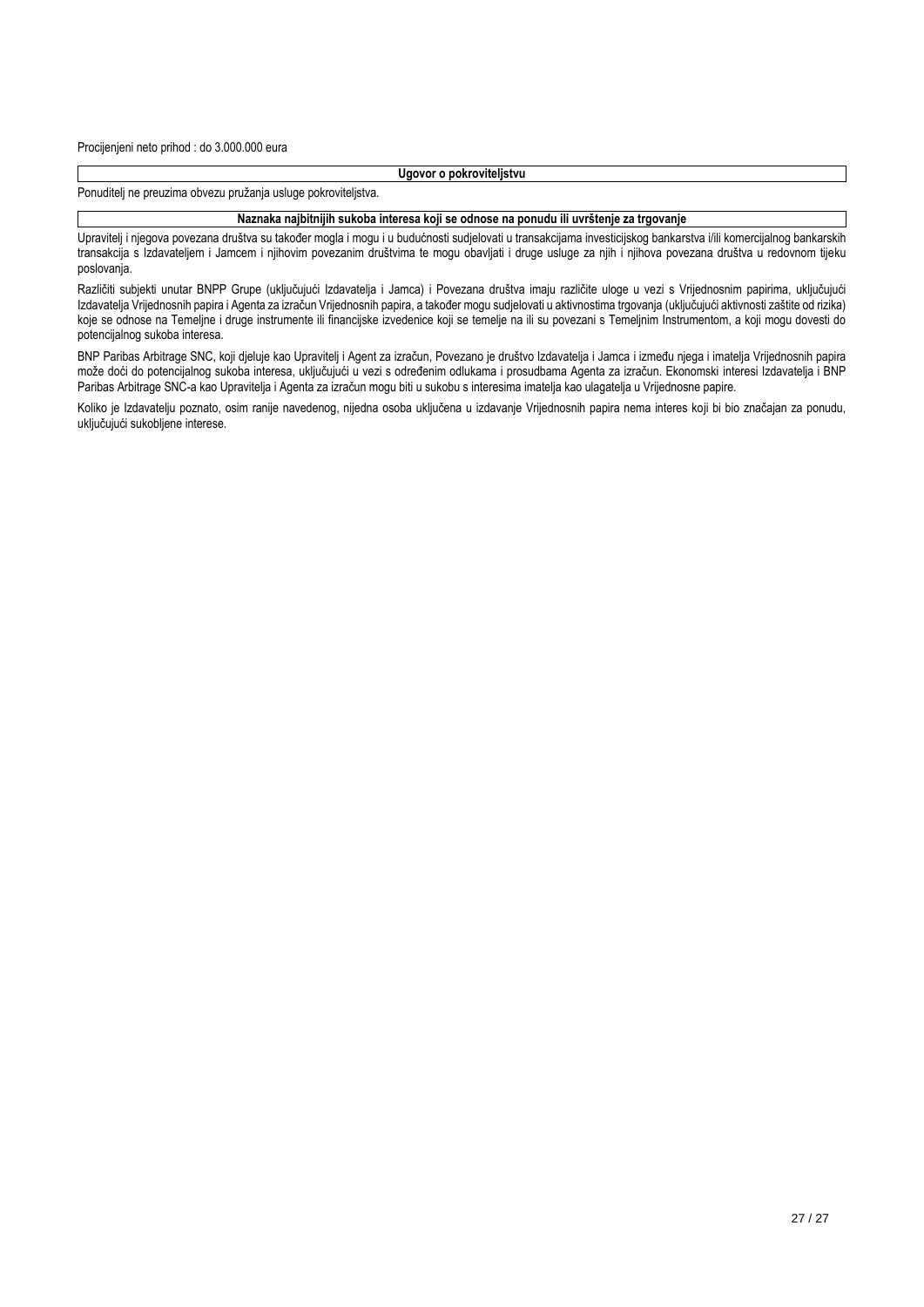Procijenjeni neto prihod : do 3.000.000 eura

**Ugovor o pokroviteljstvu**

Ponuditelj ne preuzima obvezu pružanja usluge pokroviteljstva.

**Naznaka najbitnijih sukoba interesa koji se odnose na ponudu ili uvrštenje za trgovanje**

Upravitelj i njegova povezana društva su također mogla i mogu i u budućnosti sudjelovati u transakcijama investicijskog bankarstva i/ili komercijalnog bankarskih transakcija s Izdavateljem i Jamcem i njihovim povezanim društvima te mogu obavljati i druge usluge za njih i njihova povezana društva u redovnom tijeku poslovanja.

Različiti subjekti unutar BNPP Grupe (uključujući Izdavatelja i Jamca) i Povezana društva imaju različite uloge u vezi s Vrijednosnim papirima, uključujući Izdavatelja Vrijednosnih papira i Agenta za izračun Vrijednosnih papira, a također mogu sudjelovati u aktivnostima trgovanja (uključujući aktivnosti zaštite od rizika) koje se odnose na Temeljne i druge instrumente ili financijske izvedenice koji se temelje na ili su povezani s Temeljnim Instrumentom, a koji mogu dovesti do potencijalnog sukoba interesa.

BNP Paribas Arbitrage SNC, koji djeluje kao Upravitelj i Agent za izračun, Povezano je društvo Izdavatelja i Jamca i između njega i imatelja Vrijednosnih papira može doći do potencijalnog sukoba interesa, uključujući u vezi s određenim odlukama i prosudbama Agenta za izračun. Ekonomski interesi Izdavatelja i BNP Paribas Arbitrage SNC-a kao Upravitelja i Agenta za izračun mogu biti u sukobu s interesima imatelja kao ulagatelja u Vrijednosne papire.

Koliko je Izdavatelju poznato, osim ranije navedenog, nijedna osoba uključena u izdavanje Vrijednosnih papira nema interes koji bi bio značajan za ponudu, uključujući sukobljene interese.